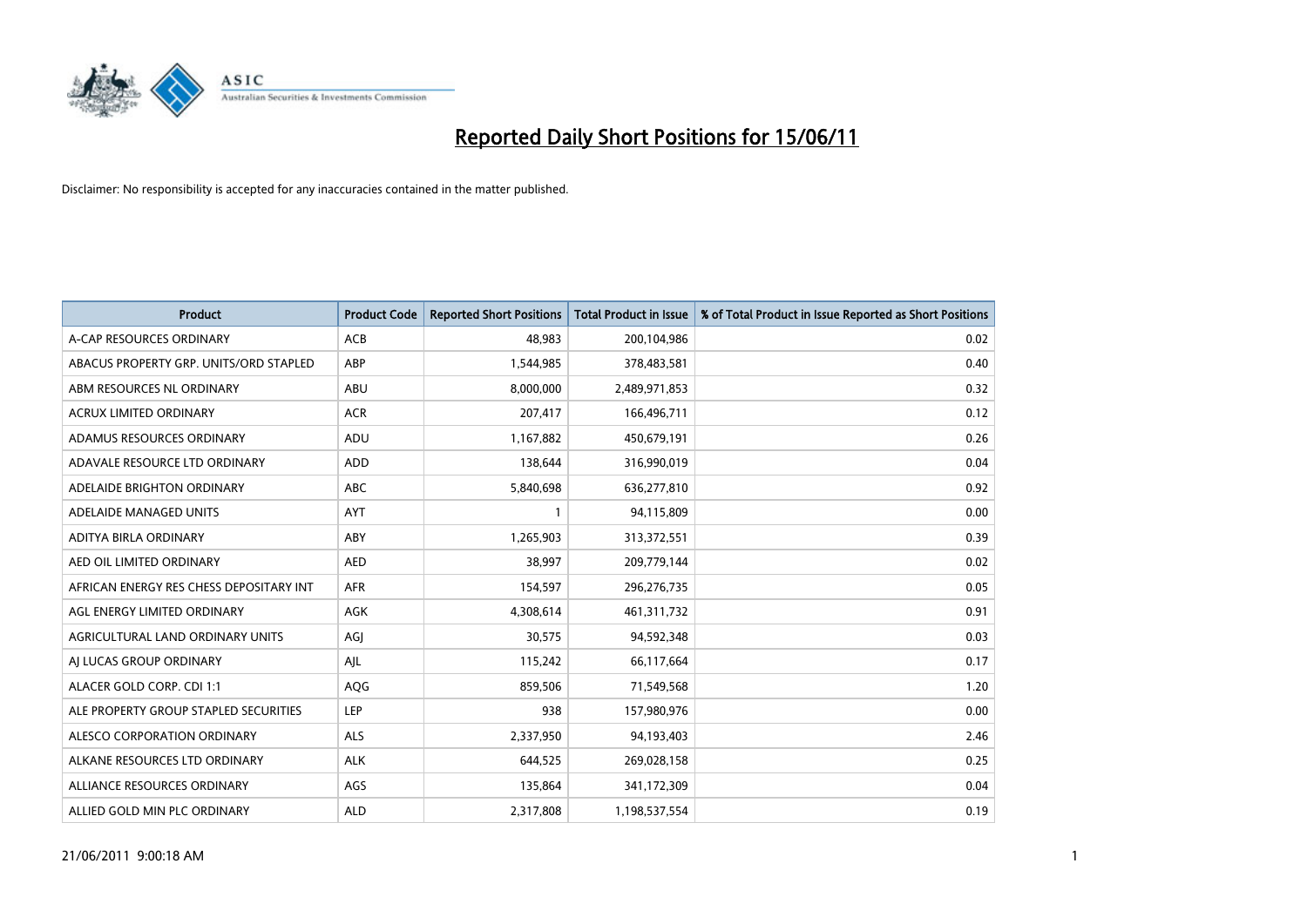# Reported Daily Short Positions for 15/06/11

Disclaimer: No responsibility is accepted for any inaccuracies contained in the matter published.

| Product | Product Code | Reported Short Positions | Total Product in Issue | % of Total Product in Issue Reported as Short Positions |
|---|---|---|---|---|
| A-CAP RESOURCES ORDINARY | ACB | 48,983 | 200,104,986 | 0.02 |
| ABACUS PROPERTY GRP. UNITS/ORD STAPLED | ABP | 1,544,985 | 378,483,581 | 0.40 |
| ABM RESOURCES NL ORDINARY | ABU | 8,000,000 | 2,489,971,853 | 0.32 |
| ACRUX LIMITED ORDINARY | ACR | 207,417 | 166,496,711 | 0.12 |
| ADAMUS RESOURCES ORDINARY | ADU | 1,167,882 | 450,679,191 | 0.26 |
| ADAVALE RESOURCE LTD ORDINARY | ADD | 138,644 | 316,990,019 | 0.04 |
| ADELAIDE BRIGHTON ORDINARY | ABC | 5,840,698 | 636,277,810 | 0.92 |
| ADELAIDE MANAGED UNITS | AYT | 1 | 94,115,809 | 0.00 |
| ADITYA BIRLA ORDINARY | ABY | 1,265,903 | 313,372,551 | 0.39 |
| AED OIL LIMITED ORDINARY | AED | 38,997 | 209,779,144 | 0.02 |
| AFRICAN ENERGY RES CHESS DEPOSITARY INT | AFR | 154,597 | 296,276,735 | 0.05 |
| AGL ENERGY LIMITED ORDINARY | AGK | 4,308,614 | 461,311,732 | 0.91 |
| AGRICULTURAL LAND ORDINARY UNITS | AGJ | 30,575 | 94,592,348 | 0.03 |
| AJ LUCAS GROUP ORDINARY | AJL | 115,242 | 66,117,664 | 0.17 |
| ALACER GOLD CORP. CDI 1:1 | AQG | 859,506 | 71,549,568 | 1.20 |
| ALE PROPERTY GROUP STAPLED SECURITIES | LEP | 938 | 157,980,976 | 0.00 |
| ALESCO CORPORATION ORDINARY | ALS | 2,337,950 | 94,193,403 | 2.46 |
| ALKANE RESOURCES LTD ORDINARY | ALK | 644,525 | 269,028,158 | 0.25 |
| ALLIANCE RESOURCES ORDINARY | AGS | 135,864 | 341,172,309 | 0.04 |
| ALLIED GOLD MIN PLC ORDINARY | ALD | 2,317,808 | 1,198,537,554 | 0.19 |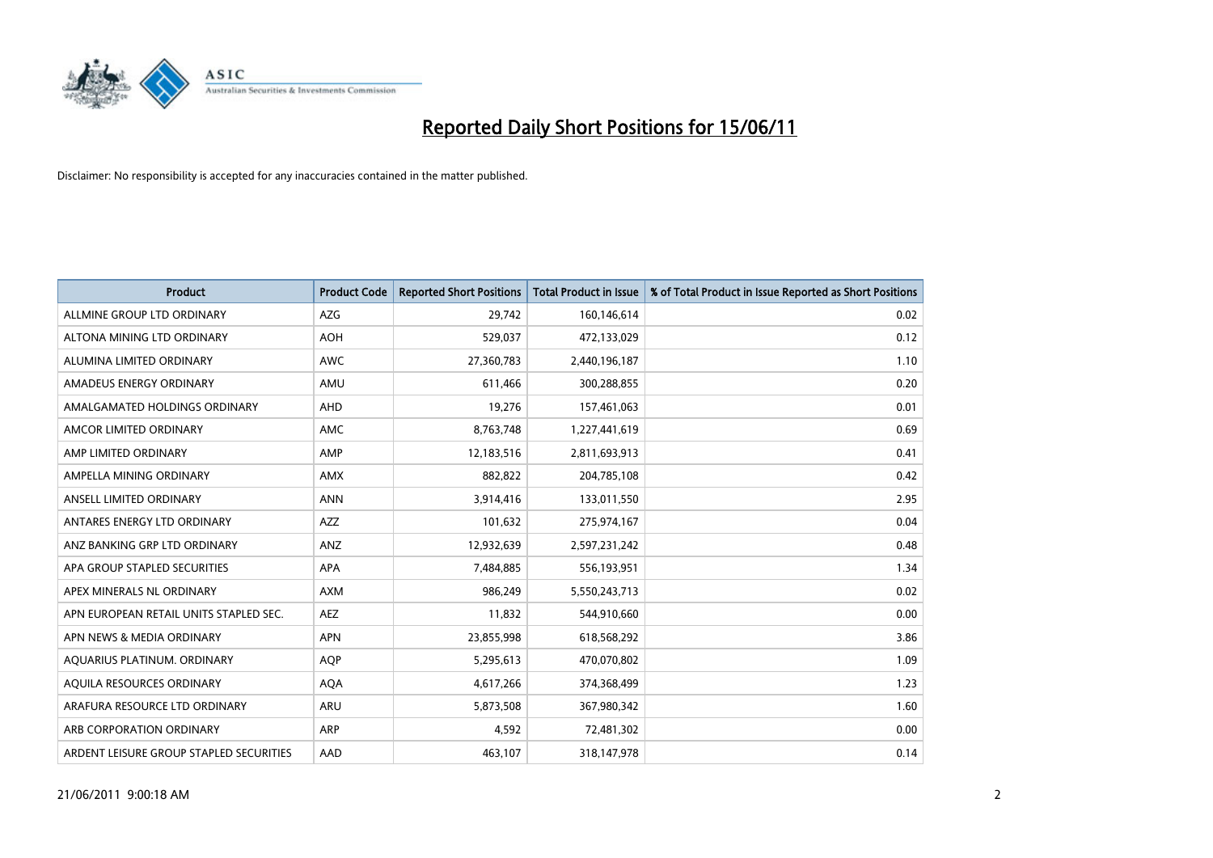# Reported Daily Short Positions for 15/06/11

Disclaimer: No responsibility is accepted for any inaccuracies contained in the matter published.

| Product | Product Code | Reported Short Positions | Total Product in Issue | % of Total Product in Issue Reported as Short Positions |
|---|---|---|---|---|
| ALLMINE GROUP LTD ORDINARY | AZG | 29,742 | 160,146,614 | 0.02 |
| ALTONA MINING LTD ORDINARY | AOH | 529,037 | 472,133,029 | 0.12 |
| ALUMINA LIMITED ORDINARY | AWC | 27,360,783 | 2,440,196,187 | 1.10 |
| AMADEUS ENERGY ORDINARY | AMU | 611,466 | 300,288,855 | 0.20 |
| AMALGAMATED HOLDINGS ORDINARY | AHD | 19,276 | 157,461,063 | 0.01 |
| AMCOR LIMITED ORDINARY | AMC | 8,763,748 | 1,227,441,619 | 0.69 |
| AMP LIMITED ORDINARY | AMP | 12,183,516 | 2,811,693,913 | 0.41 |
| AMPELLA MINING ORDINARY | AMX | 882,822 | 204,785,108 | 0.42 |
| ANSELL LIMITED ORDINARY | ANN | 3,914,416 | 133,011,550 | 2.95 |
| ANTARES ENERGY LTD ORDINARY | AZZ | 101,632 | 275,974,167 | 0.04 |
| ANZ BANKING GRP LTD ORDINARY | ANZ | 12,932,639 | 2,597,231,242 | 0.48 |
| APA GROUP STAPLED SECURITIES | APA | 7,484,885 | 556,193,951 | 1.34 |
| APEX MINERALS NL ORDINARY | AXM | 986,249 | 5,550,243,713 | 0.02 |
| APN EUROPEAN RETAIL UNITS STAPLED SEC. | AEZ | 11,832 | 544,910,660 | 0.00 |
| APN NEWS & MEDIA ORDINARY | APN | 23,855,998 | 618,568,292 | 3.86 |
| AQUARIUS PLATINUM. ORDINARY | AQP | 5,295,613 | 470,070,802 | 1.09 |
| AQUILA RESOURCES ORDINARY | AQA | 4,617,266 | 374,368,499 | 1.23 |
| ARAFURA RESOURCE LTD ORDINARY | ARU | 5,873,508 | 367,980,342 | 1.60 |
| ARB CORPORATION ORDINARY | ARP | 4,592 | 72,481,302 | 0.00 |
| ARDENT LEISURE GROUP STAPLED SECURITIES | AAD | 463,107 | 318,147,978 | 0.14 |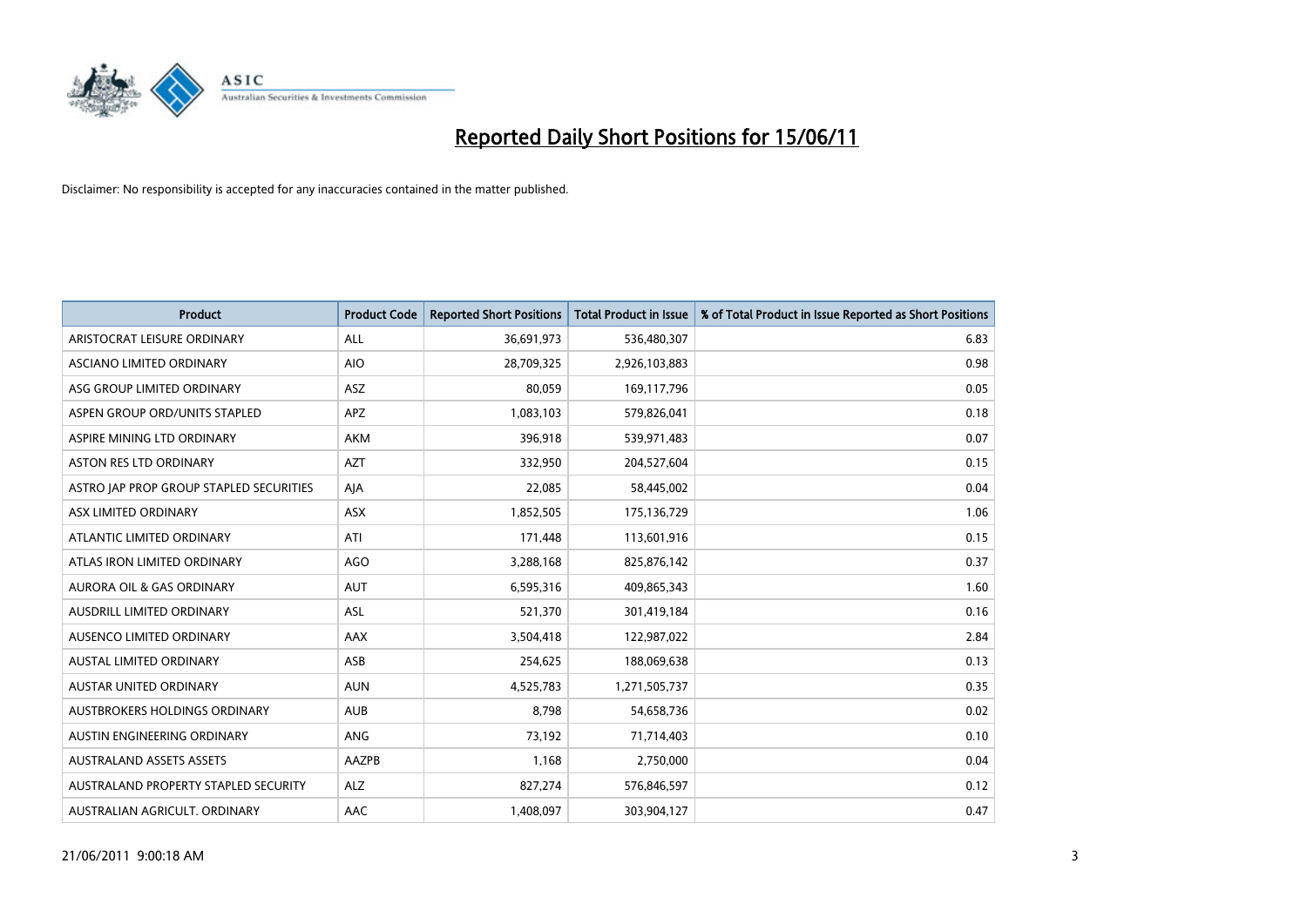# Reported Daily Short Positions for 15/06/11

Disclaimer: No responsibility is accepted for any inaccuracies contained in the matter published.

| Product | Product Code | Reported Short Positions | Total Product in Issue | % of Total Product in Issue Reported as Short Positions |
|---|---|---|---|---|
| ARISTOCRAT LEISURE ORDINARY | ALL | 36,691,973 | 536,480,307 | 6.83 |
| ASCIANO LIMITED ORDINARY | AIO | 28,709,325 | 2,926,103,883 | 0.98 |
| ASG GROUP LIMITED ORDINARY | ASZ | 80,059 | 169,117,796 | 0.05 |
| ASPEN GROUP ORD/UNITS STAPLED | APZ | 1,083,103 | 579,826,041 | 0.18 |
| ASPIRE MINING LTD ORDINARY | AKM | 396,918 | 539,971,483 | 0.07 |
| ASTON RES LTD ORDINARY | AZT | 332,950 | 204,527,604 | 0.15 |
| ASTRO JAP PROP GROUP STAPLED SECURITIES | AJA | 22,085 | 58,445,002 | 0.04 |
| ASX LIMITED ORDINARY | ASX | 1,852,505 | 175,136,729 | 1.06 |
| ATLANTIC LIMITED ORDINARY | ATI | 171,448 | 113,601,916 | 0.15 |
| ATLAS IRON LIMITED ORDINARY | AGO | 3,288,168 | 825,876,142 | 0.37 |
| AURORA OIL & GAS ORDINARY | AUT | 6,595,316 | 409,865,343 | 1.60 |
| AUSDRILL LIMITED ORDINARY | ASL | 521,370 | 301,419,184 | 0.16 |
| AUSENCO LIMITED ORDINARY | AAX | 3,504,418 | 122,987,022 | 2.84 |
| AUSTAL LIMITED ORDINARY | ASB | 254,625 | 188,069,638 | 0.13 |
| AUSTAR UNITED ORDINARY | AUN | 4,525,783 | 1,271,505,737 | 0.35 |
| AUSTBROKERS HOLDINGS ORDINARY | AUB | 8,798 | 54,658,736 | 0.02 |
| AUSTIN ENGINEERING ORDINARY | ANG | 73,192 | 71,714,403 | 0.10 |
| AUSTRALAND ASSETS ASSETS | AAZPB | 1,168 | 2,750,000 | 0.04 |
| AUSTRALAND PROPERTY STAPLED SECURITY | ALZ | 827,274 | 576,846,597 | 0.12 |
| AUSTRALIAN AGRICULT. ORDINARY | AAC | 1,408,097 | 303,904,127 | 0.47 |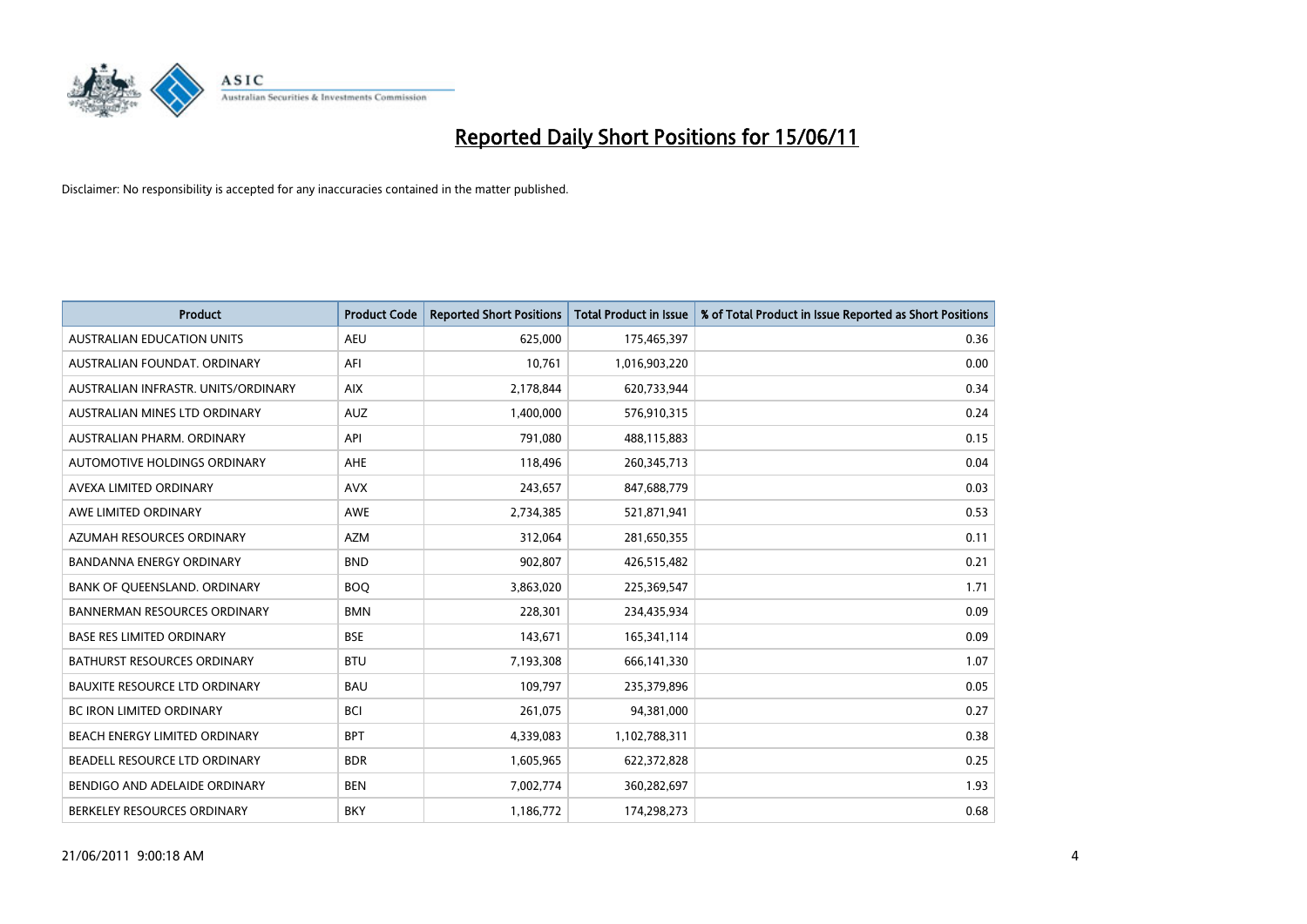# Reported Daily Short Positions for 15/06/11

Disclaimer: No responsibility is accepted for any inaccuracies contained in the matter published.

| Product | Product Code | Reported Short Positions | Total Product in Issue | % of Total Product in Issue Reported as Short Positions |
|---|---|---|---|---|
| AUSTRALIAN EDUCATION UNITS | AEU | 625,000 | 175,465,397 | 0.36 |
| AUSTRALIAN FOUNDAT. ORDINARY | AFI | 10,761 | 1,016,903,220 | 0.00 |
| AUSTRALIAN INFRASTR. UNITS/ORDINARY | AIX | 2,178,844 | 620,733,944 | 0.34 |
| AUSTRALIAN MINES LTD ORDINARY | AUZ | 1,400,000 | 576,910,315 | 0.24 |
| AUSTRALIAN PHARM. ORDINARY | API | 791,080 | 488,115,883 | 0.15 |
| AUTOMOTIVE HOLDINGS ORDINARY | AHE | 118,496 | 260,345,713 | 0.04 |
| AVEXA LIMITED ORDINARY | AVX | 243,657 | 847,688,779 | 0.03 |
| AWE LIMITED ORDINARY | AWE | 2,734,385 | 521,871,941 | 0.53 |
| AZUMAH RESOURCES ORDINARY | AZM | 312,064 | 281,650,355 | 0.11 |
| BANDANNA ENERGY ORDINARY | BND | 902,807 | 426,515,482 | 0.21 |
| BANK OF QUEENSLAND. ORDINARY | BOQ | 3,863,020 | 225,369,547 | 1.71 |
| BANNERMAN RESOURCES ORDINARY | BMN | 228,301 | 234,435,934 | 0.09 |
| BASE RES LIMITED ORDINARY | BSE | 143,671 | 165,341,114 | 0.09 |
| BATHURST RESOURCES ORDINARY | BTU | 7,193,308 | 666,141,330 | 1.07 |
| BAUXITE RESOURCE LTD ORDINARY | BAU | 109,797 | 235,379,896 | 0.05 |
| BC IRON LIMITED ORDINARY | BCI | 261,075 | 94,381,000 | 0.27 |
| BEACH ENERGY LIMITED ORDINARY | BPT | 4,339,083 | 1,102,788,311 | 0.38 |
| BEADELL RESOURCE LTD ORDINARY | BDR | 1,605,965 | 622,372,828 | 0.25 |
| BENDIGO AND ADELAIDE ORDINARY | BEN | 7,002,774 | 360,282,697 | 1.93 |
| BERKELEY RESOURCES ORDINARY | BKY | 1,186,772 | 174,298,273 | 0.68 |

21/06/2011 9:00:18 AM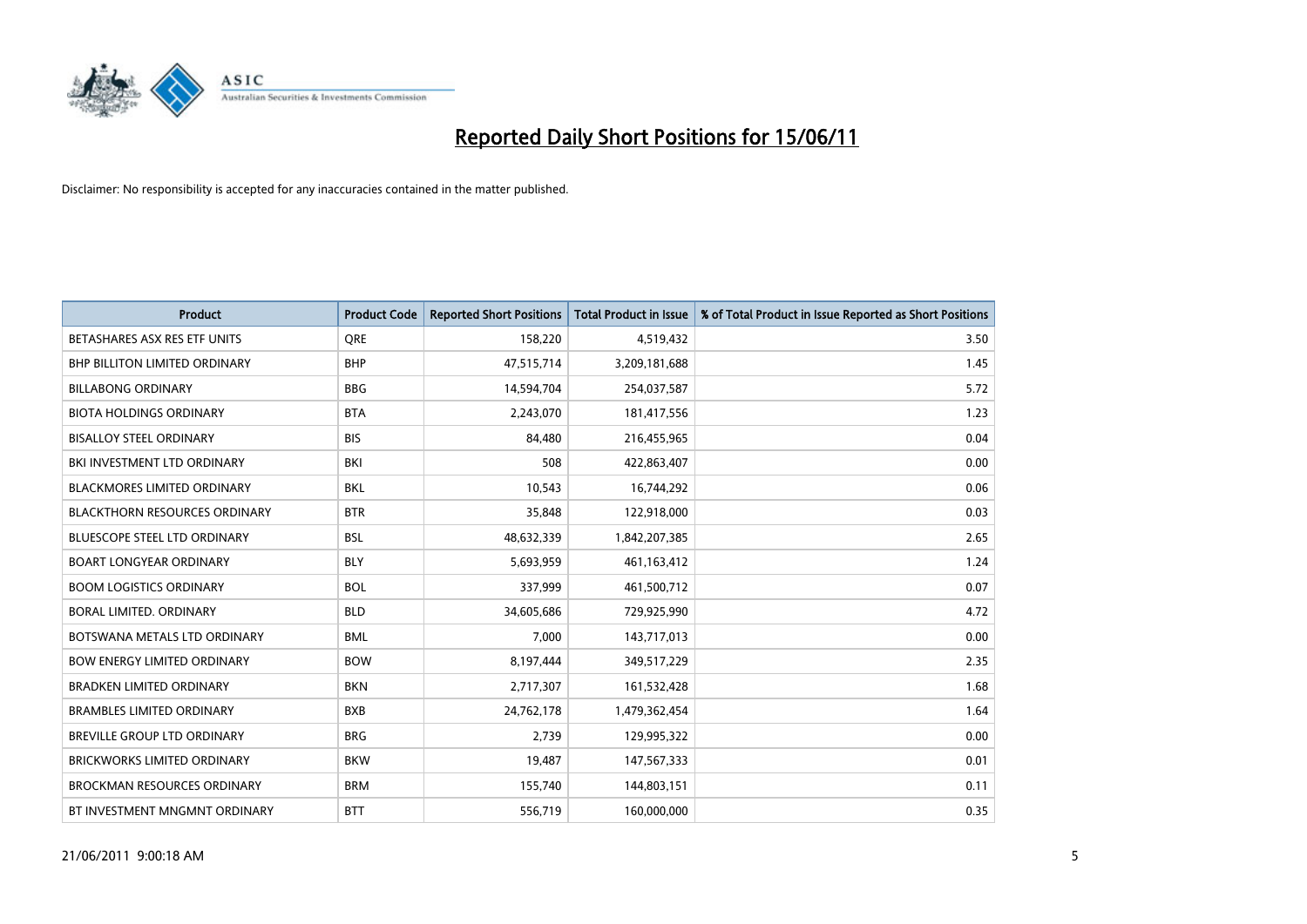# Reported Daily Short Positions for 15/06/11

Disclaimer: No responsibility is accepted for any inaccuracies contained in the matter published.

| Product | Product Code | Reported Short Positions | Total Product in Issue | % of Total Product in Issue Reported as Short Positions |
|---|---|---|---|---|
| BETASHARES ASX RES ETF UNITS | QRE | 158,220 | 4,519,432 | 3.50 |
| BHP BILLITON LIMITED ORDINARY | BHP | 47,515,714 | 3,209,181,688 | 1.45 |
| BILLABONG ORDINARY | BBG | 14,594,704 | 254,037,587 | 5.72 |
| BIOTA HOLDINGS ORDINARY | BTA | 2,243,070 | 181,417,556 | 1.23 |
| BISALLOY STEEL ORDINARY | BIS | 84,480 | 216,455,965 | 0.04 |
| BKI INVESTMENT LTD ORDINARY | BKI | 508 | 422,863,407 | 0.00 |
| BLACKMORES LIMITED ORDINARY | BKL | 10,543 | 16,744,292 | 0.06 |
| BLACKTHORN RESOURCES ORDINARY | BTR | 35,848 | 122,918,000 | 0.03 |
| BLUESCOPE STEEL LTD ORDINARY | BSL | 48,632,339 | 1,842,207,385 | 2.65 |
| BOART LONGYEAR ORDINARY | BLY | 5,693,959 | 461,163,412 | 1.24 |
| BOOM LOGISTICS ORDINARY | BOL | 337,999 | 461,500,712 | 0.07 |
| BORAL LIMITED. ORDINARY | BLD | 34,605,686 | 729,925,990 | 4.72 |
| BOTSWANA METALS LTD ORDINARY | BML | 7,000 | 143,717,013 | 0.00 |
| BOW ENERGY LIMITED ORDINARY | BOW | 8,197,444 | 349,517,229 | 2.35 |
| BRADKEN LIMITED ORDINARY | BKN | 2,717,307 | 161,532,428 | 1.68 |
| BRAMBLES LIMITED ORDINARY | BXB | 24,762,178 | 1,479,362,454 | 1.64 |
| BREVILLE GROUP LTD ORDINARY | BRG | 2,739 | 129,995,322 | 0.00 |
| BRICKWORKS LIMITED ORDINARY | BKW | 19,487 | 147,567,333 | 0.01 |
| BROCKMAN RESOURCES ORDINARY | BRM | 155,740 | 144,803,151 | 0.11 |
| BT INVESTMENT MNGMNT ORDINARY | BTT | 556,719 | 160,000,000 | 0.35 |

21/06/2011 9:00:18 AM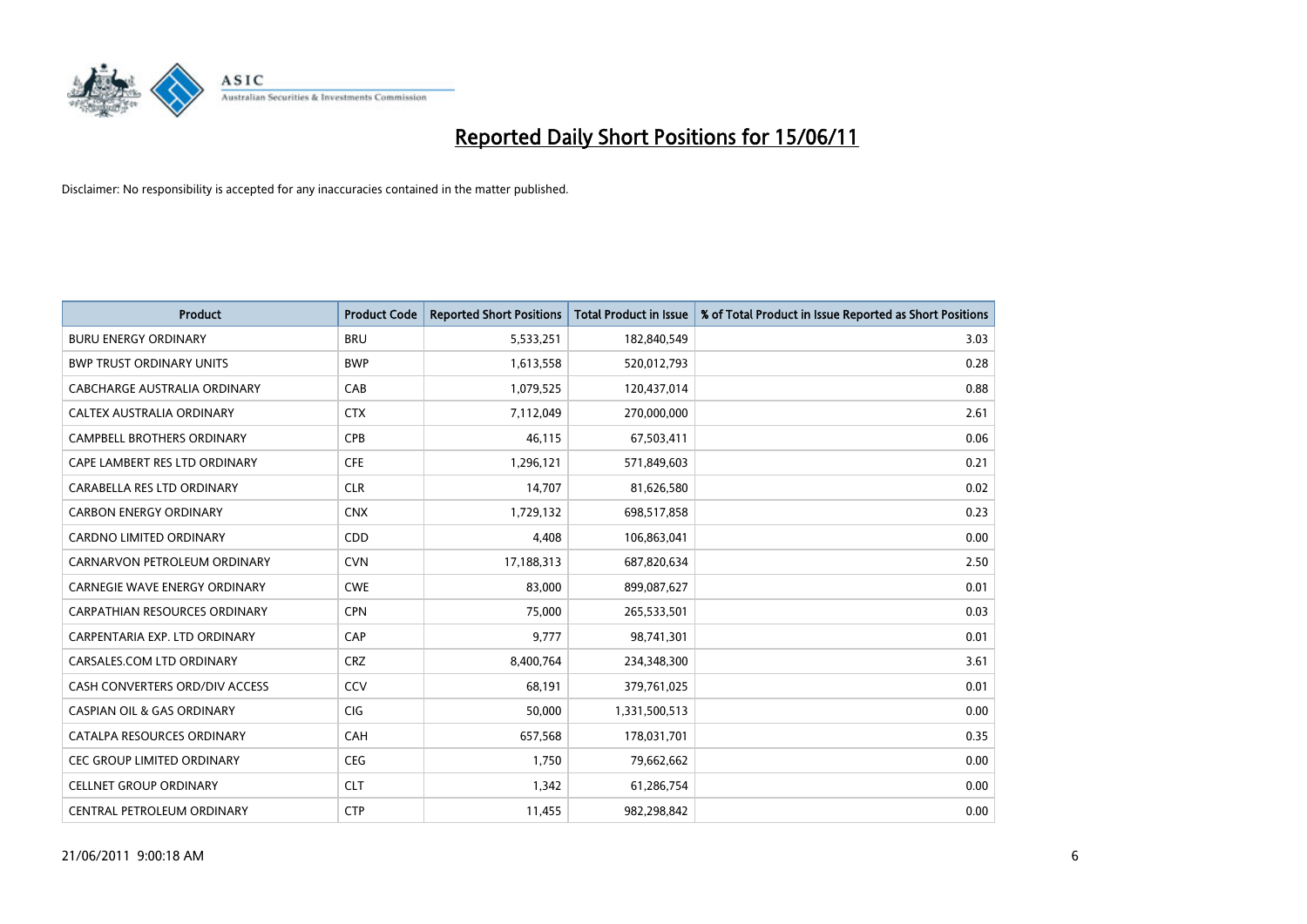# Reported Daily Short Positions for 15/06/11

Disclaimer: No responsibility is accepted for any inaccuracies contained in the matter published.

| Product | Product Code | Reported Short Positions | Total Product in Issue | % of Total Product in Issue Reported as Short Positions |
|---|---|---|---|---|
| BURU ENERGY ORDINARY | BRU | 5,533,251 | 182,840,549 | 3.03 |
| BWP TRUST ORDINARY UNITS | BWP | 1,613,558 | 520,012,793 | 0.28 |
| CABCHARGE AUSTRALIA ORDINARY | CAB | 1,079,525 | 120,437,014 | 0.88 |
| CALTEX AUSTRALIA ORDINARY | CTX | 7,112,049 | 270,000,000 | 2.61 |
| CAMPBELL BROTHERS ORDINARY | CPB | 46,115 | 67,503,411 | 0.06 |
| CAPE LAMBERT RES LTD ORDINARY | CFE | 1,296,121 | 571,849,603 | 0.21 |
| CARABELLA RES LTD ORDINARY | CLR | 14,707 | 81,626,580 | 0.02 |
| CARBON ENERGY ORDINARY | CNX | 1,729,132 | 698,517,858 | 0.23 |
| CARDNO LIMITED ORDINARY | CDD | 4,408 | 106,863,041 | 0.00 |
| CARNARVON PETROLEUM ORDINARY | CVN | 17,188,313 | 687,820,634 | 2.50 |
| CARNEGIE WAVE ENERGY ORDINARY | CWE | 83,000 | 899,087,627 | 0.01 |
| CARPATHIAN RESOURCES ORDINARY | CPN | 75,000 | 265,533,501 | 0.03 |
| CARPENTARIA EXP. LTD ORDINARY | CAP | 9,777 | 98,741,301 | 0.01 |
| CARSALES.COM LTD ORDINARY | CRZ | 8,400,764 | 234,348,300 | 3.61 |
| CASH CONVERTERS ORD/DIV ACCESS | CCV | 68,191 | 379,761,025 | 0.01 |
| CASPIAN OIL & GAS ORDINARY | CIG | 50,000 | 1,331,500,513 | 0.00 |
| CATALPA RESOURCES ORDINARY | CAH | 657,568 | 178,031,701 | 0.35 |
| CEC GROUP LIMITED ORDINARY | CEG | 1,750 | 79,662,662 | 0.00 |
| CELLNET GROUP ORDINARY | CLT | 1,342 | 61,286,754 | 0.00 |
| CENTRAL PETROLEUM ORDINARY | CTP | 11,455 | 982,298,842 | 0.00 |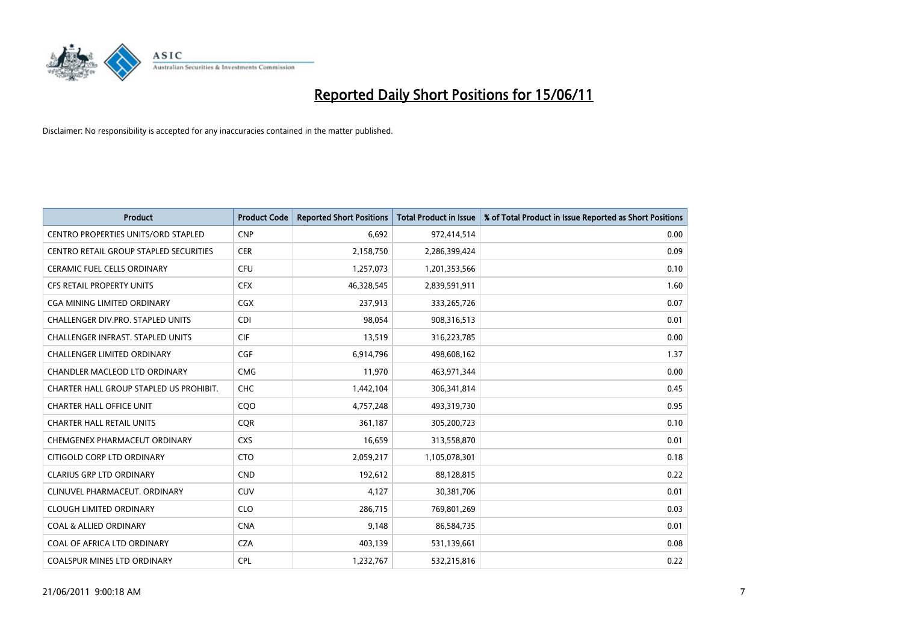# Reported Daily Short Positions for 15/06/11

Disclaimer: No responsibility is accepted for any inaccuracies contained in the matter published.

| Product | Product Code | Reported Short Positions | Total Product in Issue | % of Total Product in Issue Reported as Short Positions |
|---|---|---|---|---|
| CENTRO PROPERTIES UNITS/ORD STAPLED | CNP | 6,692 | 972,414,514 | 0.00 |
| CENTRO RETAIL GROUP STAPLED SECURITIES | CER | 2,158,750 | 2,286,399,424 | 0.09 |
| CERAMIC FUEL CELLS ORDINARY | CFU | 1,257,073 | 1,201,353,566 | 0.10 |
| CFS RETAIL PROPERTY UNITS | CFX | 46,328,545 | 2,839,591,911 | 1.60 |
| CGA MINING LIMITED ORDINARY | CGX | 237,913 | 333,265,726 | 0.07 |
| CHALLENGER DIV.PRO. STAPLED UNITS | CDI | 98,054 | 908,316,513 | 0.01 |
| CHALLENGER INFRAST. STAPLED UNITS | CIF | 13,519 | 316,223,785 | 0.00 |
| CHALLENGER LIMITED ORDINARY | CGF | 6,914,796 | 498,608,162 | 1.37 |
| CHANDLER MACLEOD LTD ORDINARY | CMG | 11,970 | 463,971,344 | 0.00 |
| CHARTER HALL GROUP STAPLED US PROHIBIT. | CHC | 1,442,104 | 306,341,814 | 0.45 |
| CHARTER HALL OFFICE UNIT | CQO | 4,757,248 | 493,319,730 | 0.95 |
| CHARTER HALL RETAIL UNITS | CQR | 361,187 | 305,200,723 | 0.10 |
| CHEMGENEX PHARMACEUT ORDINARY | CXS | 16,659 | 313,558,870 | 0.01 |
| CITIGOLD CORP LTD ORDINARY | CTO | 2,059,217 | 1,105,078,301 | 0.18 |
| CLARIUS GRP LTD ORDINARY | CND | 192,612 | 88,128,815 | 0.22 |
| CLINUVEL PHARMACEUT. ORDINARY | CUV | 4,127 | 30,381,706 | 0.01 |
| CLOUGH LIMITED ORDINARY | CLO | 286,715 | 769,801,269 | 0.03 |
| COAL & ALLIED ORDINARY | CNA | 9,148 | 86,584,735 | 0.01 |
| COAL OF AFRICA LTD ORDINARY | CZA | 403,139 | 531,139,661 | 0.08 |
| COALSPUR MINES LTD ORDINARY | CPL | 1,232,767 | 532,215,816 | 0.22 |

21/06/2011 9:00:18 AM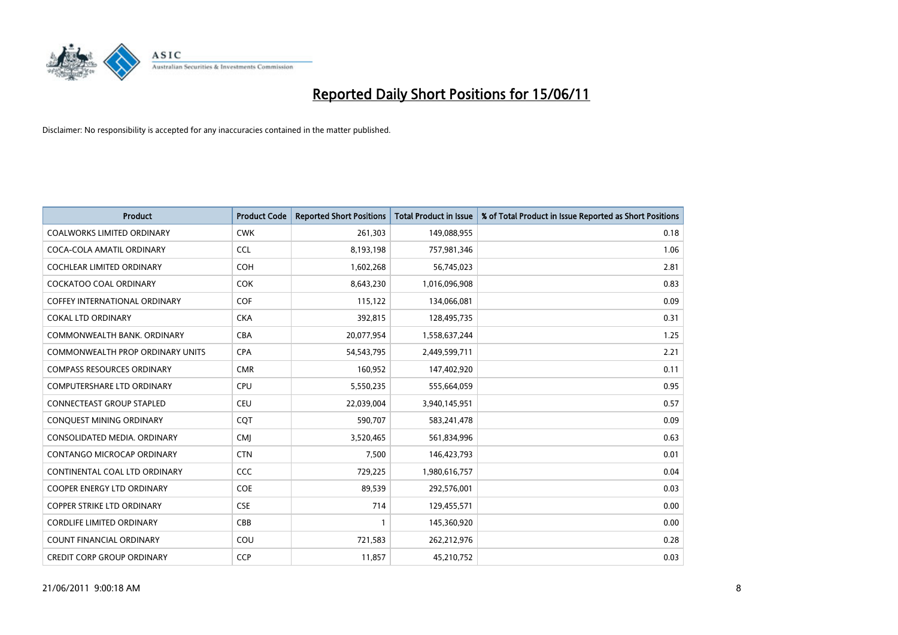# Reported Daily Short Positions for 15/06/11

Disclaimer: No responsibility is accepted for any inaccuracies contained in the matter published.

| Product | Product Code | Reported Short Positions | Total Product in Issue | % of Total Product in Issue Reported as Short Positions |
|---|---|---|---|---|
| COALWORKS LIMITED ORDINARY | CWK | 261,303 | 149,088,955 | 0.18 |
| COCA-COLA AMATIL ORDINARY | CCL | 8,193,198 | 757,981,346 | 1.06 |
| COCHLEAR LIMITED ORDINARY | COH | 1,602,268 | 56,745,023 | 2.81 |
| COCKATOO COAL ORDINARY | COK | 8,643,230 | 1,016,096,908 | 0.83 |
| COFFEY INTERNATIONAL ORDINARY | COF | 115,122 | 134,066,081 | 0.09 |
| COKAL LTD ORDINARY | CKA | 392,815 | 128,495,735 | 0.31 |
| COMMONWEALTH BANK. ORDINARY | CBA | 20,077,954 | 1,558,637,244 | 1.25 |
| COMMONWEALTH PROP ORDINARY UNITS | CPA | 54,543,795 | 2,449,599,711 | 2.21 |
| COMPASS RESOURCES ORDINARY | CMR | 160,952 | 147,402,920 | 0.11 |
| COMPUTERSHARE LTD ORDINARY | CPU | 5,550,235 | 555,664,059 | 0.95 |
| CONNECTEAST GROUP STAPLED | CEU | 22,039,004 | 3,940,145,951 | 0.57 |
| CONQUEST MINING ORDINARY | CQT | 590,707 | 583,241,478 | 0.09 |
| CONSOLIDATED MEDIA. ORDINARY | CMJ | 3,520,465 | 561,834,996 | 0.63 |
| CONTANGO MICROCAP ORDINARY | CTN | 7,500 | 146,423,793 | 0.01 |
| CONTINENTAL COAL LTD ORDINARY | CCC | 729,225 | 1,980,616,757 | 0.04 |
| COOPER ENERGY LTD ORDINARY | COE | 89,539 | 292,576,001 | 0.03 |
| COPPER STRIKE LTD ORDINARY | CSE | 714 | 129,455,571 | 0.00 |
| CORDLIFE LIMITED ORDINARY | CBB | 1 | 145,360,920 | 0.00 |
| COUNT FINANCIAL ORDINARY | COU | 721,583 | 262,212,976 | 0.28 |
| CREDIT CORP GROUP ORDINARY | CCP | 11,857 | 45,210,752 | 0.03 |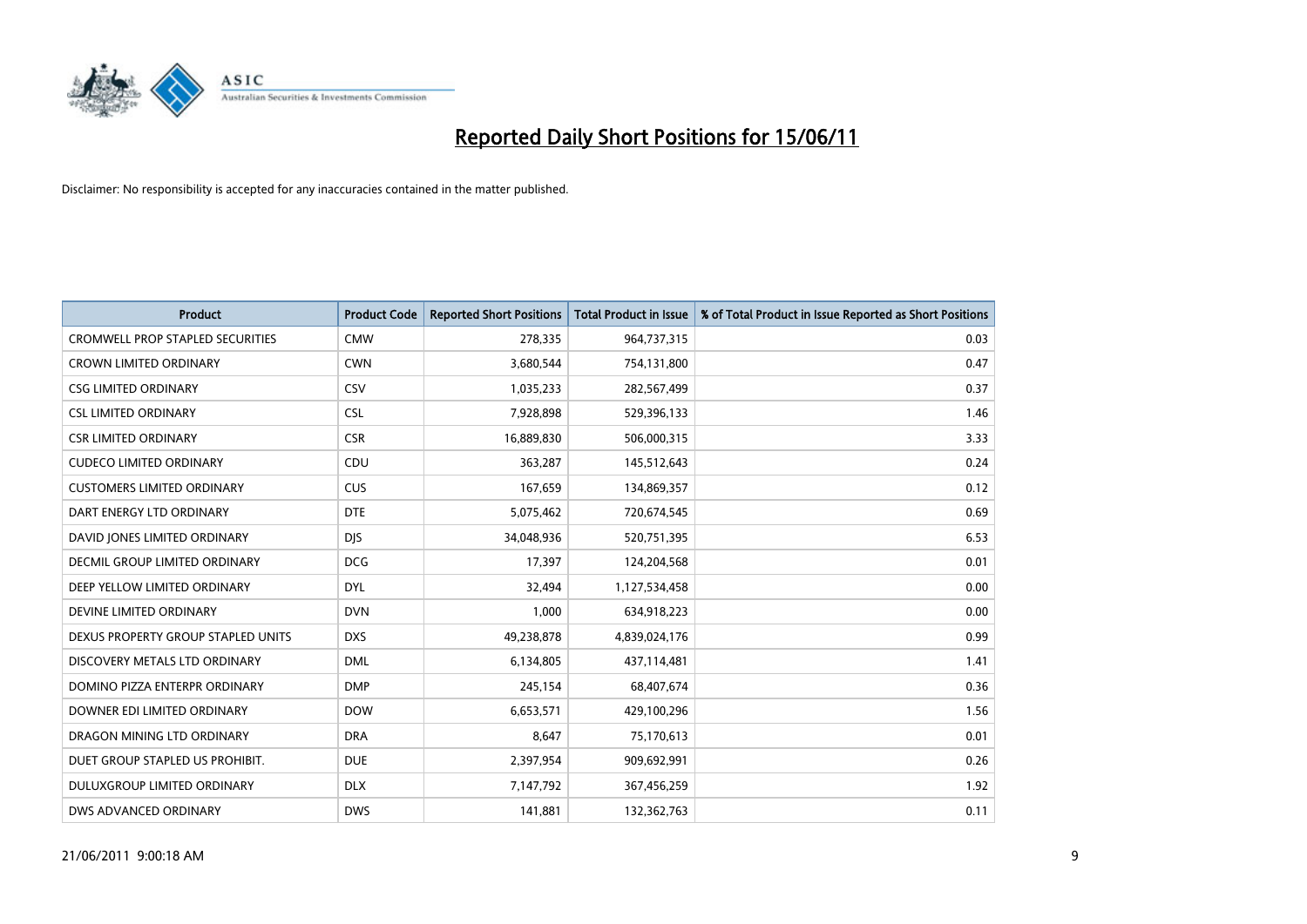# Reported Daily Short Positions for 15/06/11

Disclaimer: No responsibility is accepted for any inaccuracies contained in the matter published.

| Product | Product Code | Reported Short Positions | Total Product in Issue | % of Total Product in Issue Reported as Short Positions |
|---|---|---|---|---|
| CROMWELL PROP STAPLED SECURITIES | CMW | 278,335 | 964,737,315 | 0.03 |
| CROWN LIMITED ORDINARY | CWN | 3,680,544 | 754,131,800 | 0.47 |
| CSG LIMITED ORDINARY | CSV | 1,035,233 | 282,567,499 | 0.37 |
| CSL LIMITED ORDINARY | CSL | 7,928,898 | 529,396,133 | 1.46 |
| CSR LIMITED ORDINARY | CSR | 16,889,830 | 506,000,315 | 3.33 |
| CUDECO LIMITED ORDINARY | CDU | 363,287 | 145,512,643 | 0.24 |
| CUSTOMERS LIMITED ORDINARY | CUS | 167,659 | 134,869,357 | 0.12 |
| DART ENERGY LTD ORDINARY | DTE | 5,075,462 | 720,674,545 | 0.69 |
| DAVID JONES LIMITED ORDINARY | DJS | 34,048,936 | 520,751,395 | 6.53 |
| DECMIL GROUP LIMITED ORDINARY | DCG | 17,397 | 124,204,568 | 0.01 |
| DEEP YELLOW LIMITED ORDINARY | DYL | 32,494 | 1,127,534,458 | 0.00 |
| DEVINE LIMITED ORDINARY | DVN | 1,000 | 634,918,223 | 0.00 |
| DEXUS PROPERTY GROUP STAPLED UNITS | DXS | 49,238,878 | 4,839,024,176 | 0.99 |
| DISCOVERY METALS LTD ORDINARY | DML | 6,134,805 | 437,114,481 | 1.41 |
| DOMINO PIZZA ENTERPR ORDINARY | DMP | 245,154 | 68,407,674 | 0.36 |
| DOWNER EDI LIMITED ORDINARY | DOW | 6,653,571 | 429,100,296 | 1.56 |
| DRAGON MINING LTD ORDINARY | DRA | 8,647 | 75,170,613 | 0.01 |
| DUET GROUP STAPLED US PROHIBIT. | DUE | 2,397,954 | 909,692,991 | 0.26 |
| DULUXGROUP LIMITED ORDINARY | DLX | 7,147,792 | 367,456,259 | 1.92 |
| DWS ADVANCED ORDINARY | DWS | 141,881 | 132,362,763 | 0.11 |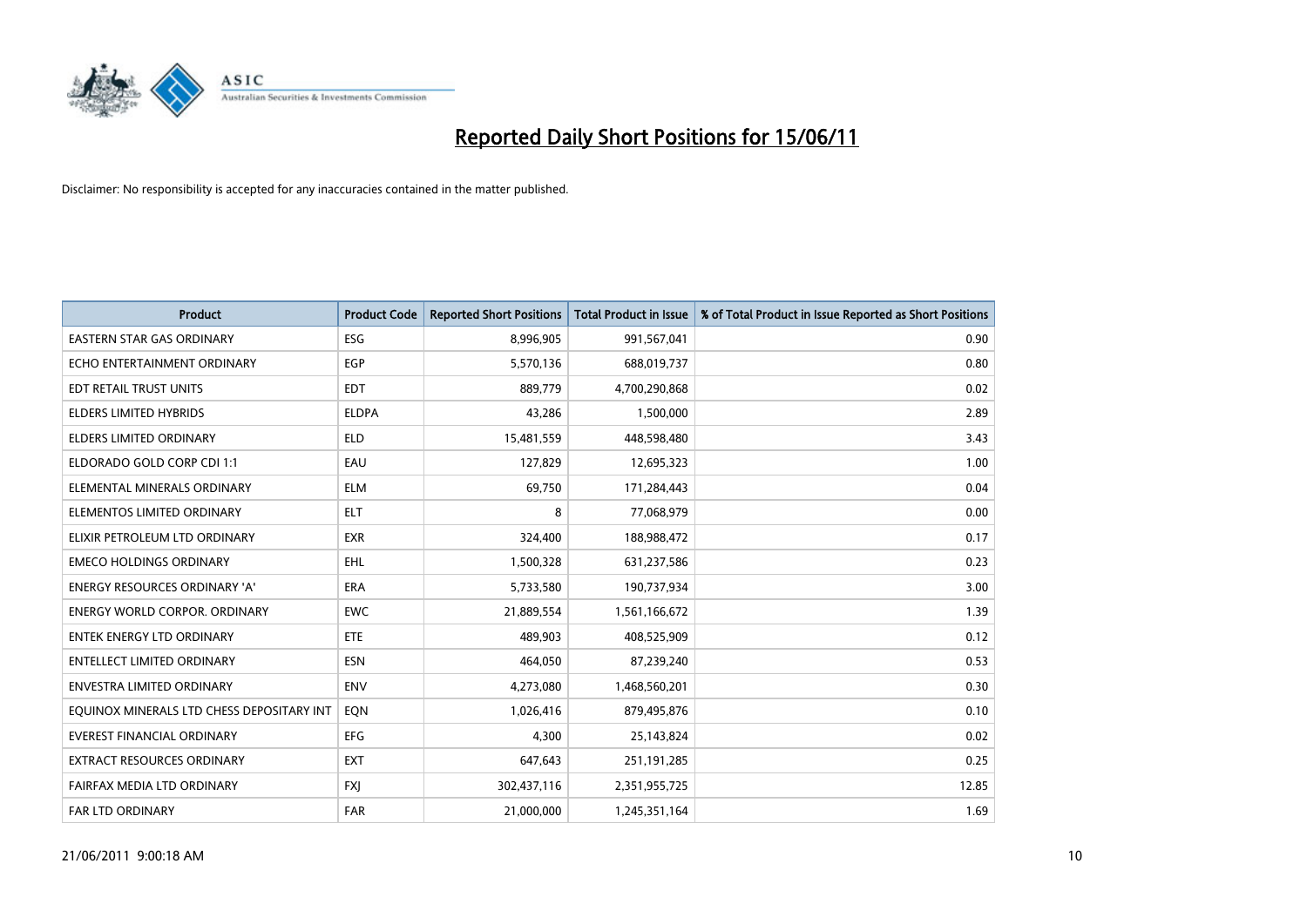# Reported Daily Short Positions for 15/06/11

Disclaimer: No responsibility is accepted for any inaccuracies contained in the matter published.

| Product | Product Code | Reported Short Positions | Total Product in Issue | % of Total Product in Issue Reported as Short Positions |
|---|---|---|---|---|
| EASTERN STAR GAS ORDINARY | ESG | 8,996,905 | 991,567,041 | 0.90 |
| ECHO ENTERTAINMENT ORDINARY | EGP | 5,570,136 | 688,019,737 | 0.80 |
| EDT RETAIL TRUST UNITS | EDT | 889,779 | 4,700,290,868 | 0.02 |
| ELDERS LIMITED HYBRIDS | ELDPA | 43,286 | 1,500,000 | 2.89 |
| ELDERS LIMITED ORDINARY | ELD | 15,481,559 | 448,598,480 | 3.43 |
| ELDORADO GOLD CORP CDI 1:1 | EAU | 127,829 | 12,695,323 | 1.00 |
| ELEMENTAL MINERALS ORDINARY | ELM | 69,750 | 171,284,443 | 0.04 |
| ELEMENTOS LIMITED ORDINARY | ELT | 8 | 77,068,979 | 0.00 |
| ELIXIR PETROLEUM LTD ORDINARY | EXR | 324,400 | 188,988,472 | 0.17 |
| EMECO HOLDINGS ORDINARY | EHL | 1,500,328 | 631,237,586 | 0.23 |
| ENERGY RESOURCES ORDINARY 'A' | ERA | 5,733,580 | 190,737,934 | 3.00 |
| ENERGY WORLD CORPOR. ORDINARY | EWC | 21,889,554 | 1,561,166,672 | 1.39 |
| ENTEK ENERGY LTD ORDINARY | ETE | 489,903 | 408,525,909 | 0.12 |
| ENTELLECT LIMITED ORDINARY | ESN | 464,050 | 87,239,240 | 0.53 |
| ENVESTRA LIMITED ORDINARY | ENV | 4,273,080 | 1,468,560,201 | 0.30 |
| EQUINOX MINERALS LTD CHESS DEPOSITARY INT | EQN | 1,026,416 | 879,495,876 | 0.10 |
| EVEREST FINANCIAL ORDINARY | EFG | 4,300 | 25,143,824 | 0.02 |
| EXTRACT RESOURCES ORDINARY | EXT | 647,643 | 251,191,285 | 0.25 |
| FAIRFAX MEDIA LTD ORDINARY | FXJ | 302,437,116 | 2,351,955,725 | 12.85 |
| FAR LTD ORDINARY | FAR | 21,000,000 | 1,245,351,164 | 1.69 |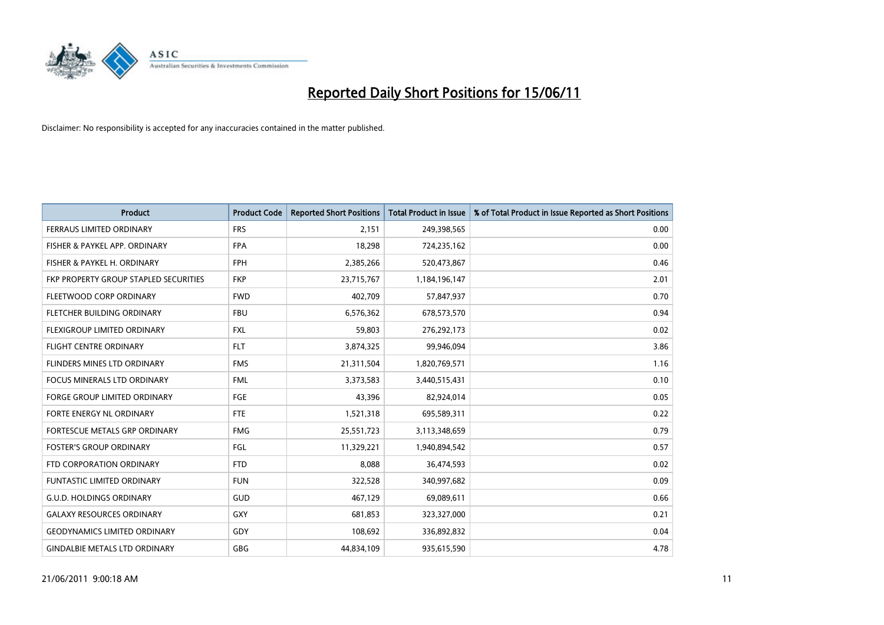# Reported Daily Short Positions for 15/06/11

Disclaimer: No responsibility is accepted for any inaccuracies contained in the matter published.

| Product | Product Code | Reported Short Positions | Total Product in Issue | % of Total Product in Issue Reported as Short Positions |
|---|---|---|---|---|
| FERRAUS LIMITED ORDINARY | FRS | 2,151 | 249,398,565 | 0.00 |
| FISHER & PAYKEL APP. ORDINARY | FPA | 18,298 | 724,235,162 | 0.00 |
| FISHER & PAYKEL H. ORDINARY | FPH | 2,385,266 | 520,473,867 | 0.46 |
| FKP PROPERTY GROUP STAPLED SECURITIES | FKP | 23,715,767 | 1,184,196,147 | 2.01 |
| FLEETWOOD CORP ORDINARY | FWD | 402,709 | 57,847,937 | 0.70 |
| FLETCHER BUILDING ORDINARY | FBU | 6,576,362 | 678,573,570 | 0.94 |
| FLEXIGROUP LIMITED ORDINARY | FXL | 59,803 | 276,292,173 | 0.02 |
| FLIGHT CENTRE ORDINARY | FLT | 3,874,325 | 99,946,094 | 3.86 |
| FLINDERS MINES LTD ORDINARY | FMS | 21,311,504 | 1,820,769,571 | 1.16 |
| FOCUS MINERALS LTD ORDINARY | FML | 3,373,583 | 3,440,515,431 | 0.10 |
| FORGE GROUP LIMITED ORDINARY | FGE | 43,396 | 82,924,014 | 0.05 |
| FORTE ENERGY NL ORDINARY | FTE | 1,521,318 | 695,589,311 | 0.22 |
| FORTESCUE METALS GRP ORDINARY | FMG | 25,551,723 | 3,113,348,659 | 0.79 |
| FOSTER'S GROUP ORDINARY | FGL | 11,329,221 | 1,940,894,542 | 0.57 |
| FTD CORPORATION ORDINARY | FTD | 8,088 | 36,474,593 | 0.02 |
| FUNTASTIC LIMITED ORDINARY | FUN | 322,528 | 340,997,682 | 0.09 |
| G.U.D. HOLDINGS ORDINARY | GUD | 467,129 | 69,089,611 | 0.66 |
| GALAXY RESOURCES ORDINARY | GXY | 681,853 | 323,327,000 | 0.21 |
| GEODYNAMICS LIMITED ORDINARY | GDY | 108,692 | 336,892,832 | 0.04 |
| GINDALBIE METALS LTD ORDINARY | GBG | 44,834,109 | 935,615,590 | 4.78 |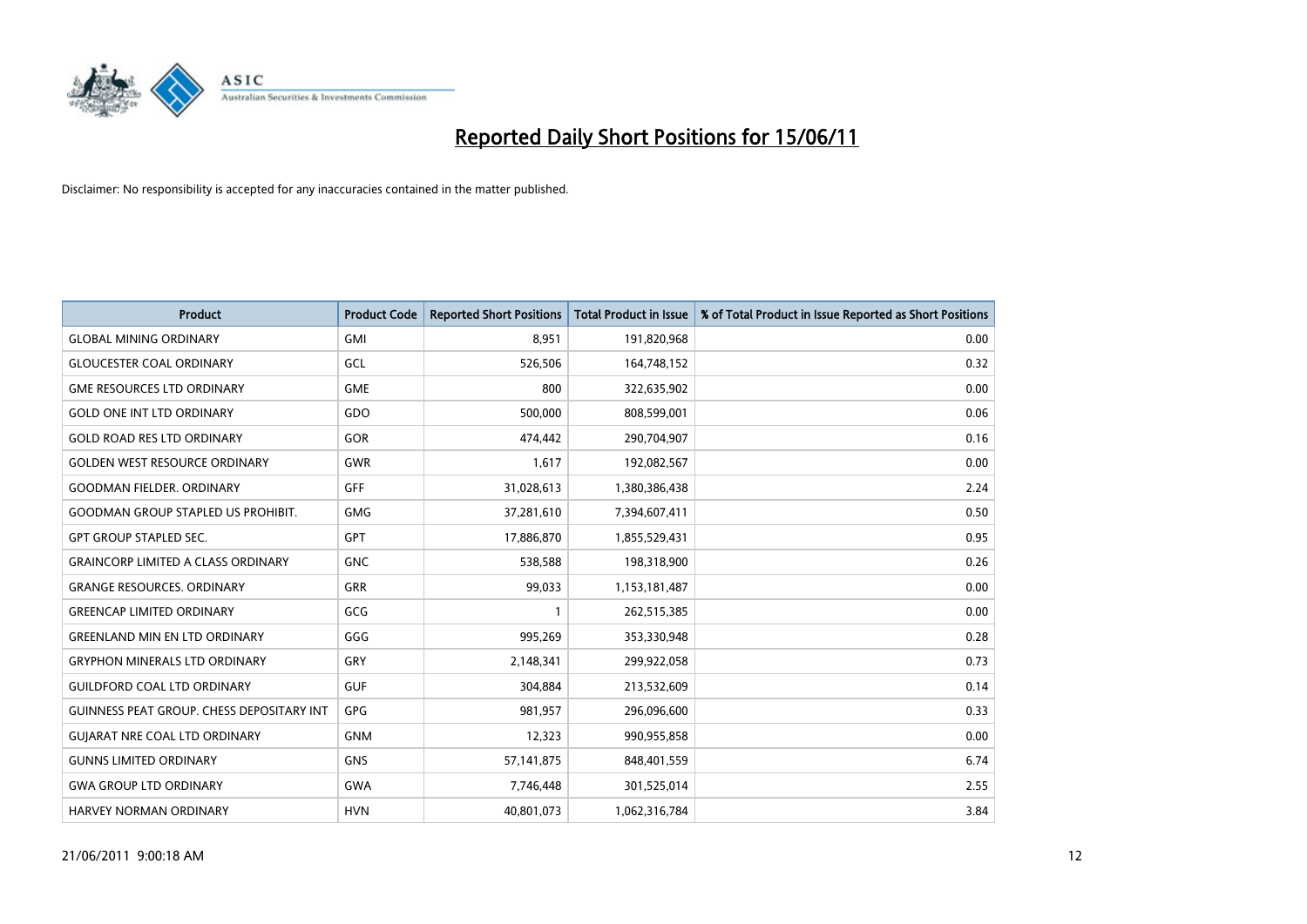# Reported Daily Short Positions for 15/06/11

Disclaimer: No responsibility is accepted for any inaccuracies contained in the matter published.

| Product | Product Code | Reported Short Positions | Total Product in Issue | % of Total Product in Issue Reported as Short Positions |
|---|---|---|---|---|
| GLOBAL MINING ORDINARY | GMI | 8,951 | 191,820,968 | 0.00 |
| GLOUCESTER COAL ORDINARY | GCL | 526,506 | 164,748,152 | 0.32 |
| GME RESOURCES LTD ORDINARY | GME | 800 | 322,635,902 | 0.00 |
| GOLD ONE INT LTD ORDINARY | GDO | 500,000 | 808,599,001 | 0.06 |
| GOLD ROAD RES LTD ORDINARY | GOR | 474,442 | 290,704,907 | 0.16 |
| GOLDEN WEST RESOURCE ORDINARY | GWR | 1,617 | 192,082,567 | 0.00 |
| GOODMAN FIELDER. ORDINARY | GFF | 31,028,613 | 1,380,386,438 | 2.24 |
| GOODMAN GROUP STAPLED US PROHIBIT. | GMG | 37,281,610 | 7,394,607,411 | 0.50 |
| GPT GROUP STAPLED SEC. | GPT | 17,886,870 | 1,855,529,431 | 0.95 |
| GRAINCORP LIMITED A CLASS ORDINARY | GNC | 538,588 | 198,318,900 | 0.26 |
| GRANGE RESOURCES. ORDINARY | GRR | 99,033 | 1,153,181,487 | 0.00 |
| GREENCAP LIMITED ORDINARY | GCG | 1 | 262,515,385 | 0.00 |
| GREENLAND MIN EN LTD ORDINARY | GGG | 995,269 | 353,330,948 | 0.28 |
| GRYPHON MINERALS LTD ORDINARY | GRY | 2,148,341 | 299,922,058 | 0.73 |
| GUILDFORD COAL LTD ORDINARY | GUF | 304,884 | 213,532,609 | 0.14 |
| GUINNESS PEAT GROUP. CHESS DEPOSITARY INT | GPG | 981,957 | 296,096,600 | 0.33 |
| GUJARAT NRE COAL LTD ORDINARY | GNM | 12,323 | 990,955,858 | 0.00 |
| GUNNS LIMITED ORDINARY | GNS | 57,141,875 | 848,401,559 | 6.74 |
| GWA GROUP LTD ORDINARY | GWA | 7,746,448 | 301,525,014 | 2.55 |
| HARVEY NORMAN ORDINARY | HVN | 40,801,073 | 1,062,316,784 | 3.84 |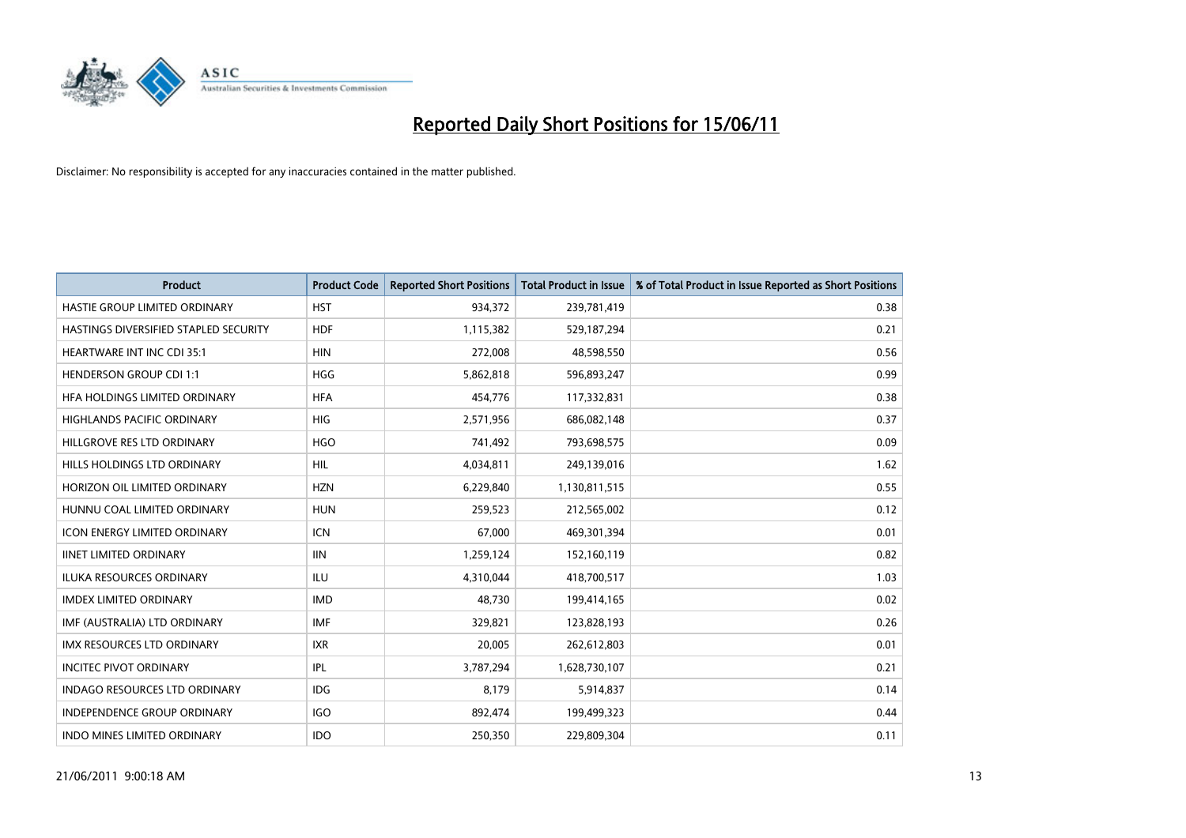# Reported Daily Short Positions for 15/06/11

Disclaimer: No responsibility is accepted for any inaccuracies contained in the matter published.

| Product | Product Code | Reported Short Positions | Total Product in Issue | % of Total Product in Issue Reported as Short Positions |
|---|---|---|---|---|
| HASTIE GROUP LIMITED ORDINARY | HST | 934,372 | 239,781,419 | 0.38 |
| HASTINGS DIVERSIFIED STAPLED SECURITY | HDF | 1,115,382 | 529,187,294 | 0.21 |
| HEARTWARE INT INC CDI 35:1 | HIN | 272,008 | 48,598,550 | 0.56 |
| HENDERSON GROUP CDI 1:1 | HGG | 5,862,818 | 596,893,247 | 0.99 |
| HFA HOLDINGS LIMITED ORDINARY | HFA | 454,776 | 117,332,831 | 0.38 |
| HIGHLANDS PACIFIC ORDINARY | HIG | 2,571,956 | 686,082,148 | 0.37 |
| HILLGROVE RES LTD ORDINARY | HGO | 741,492 | 793,698,575 | 0.09 |
| HILLS HOLDINGS LTD ORDINARY | HIL | 4,034,811 | 249,139,016 | 1.62 |
| HORIZON OIL LIMITED ORDINARY | HZN | 6,229,840 | 1,130,811,515 | 0.55 |
| HUNNU COAL LIMITED ORDINARY | HUN | 259,523 | 212,565,002 | 0.12 |
| ICON ENERGY LIMITED ORDINARY | ICN | 67,000 | 469,301,394 | 0.01 |
| IINET LIMITED ORDINARY | IIN | 1,259,124 | 152,160,119 | 0.82 |
| ILUKA RESOURCES ORDINARY | ILU | 4,310,044 | 418,700,517 | 1.03 |
| IMDEX LIMITED ORDINARY | IMD | 48,730 | 199,414,165 | 0.02 |
| IMF (AUSTRALIA) LTD ORDINARY | IMF | 329,821 | 123,828,193 | 0.26 |
| IMX RESOURCES LTD ORDINARY | IXR | 20,005 | 262,612,803 | 0.01 |
| INCITEC PIVOT ORDINARY | IPL | 3,787,294 | 1,628,730,107 | 0.21 |
| INDAGO RESOURCES LTD ORDINARY | IDG | 8,179 | 5,914,837 | 0.14 |
| INDEPENDENCE GROUP ORDINARY | IGO | 892,474 | 199,499,323 | 0.44 |
| INDO MINES LIMITED ORDINARY | IDO | 250,350 | 229,809,304 | 0.11 |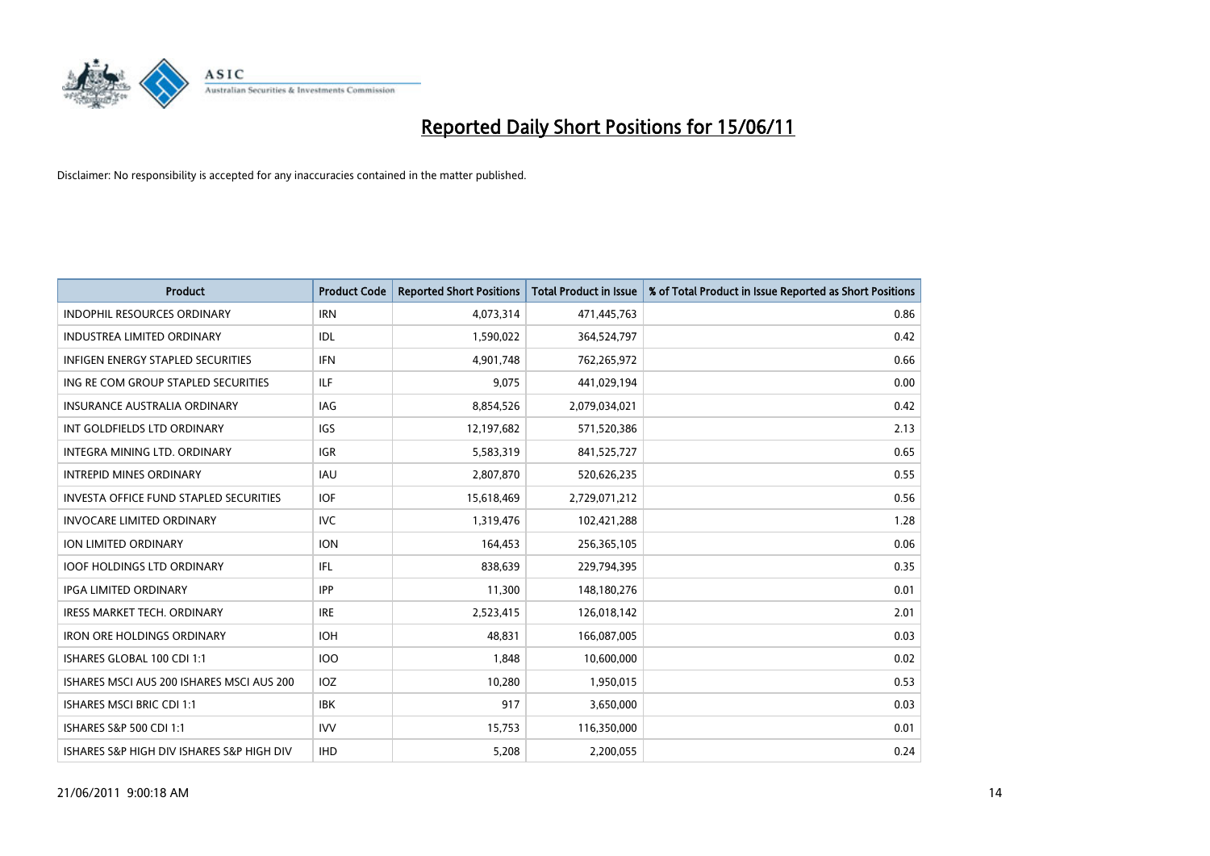# Reported Daily Short Positions for 15/06/11

Disclaimer: No responsibility is accepted for any inaccuracies contained in the matter published.

| Product | Product Code | Reported Short Positions | Total Product in Issue | % of Total Product in Issue Reported as Short Positions |
|---|---|---|---|---|
| INDOPHIL RESOURCES ORDINARY | IRN | 4,073,314 | 471,445,763 | 0.86 |
| INDUSTREA LIMITED ORDINARY | IDL | 1,590,022 | 364,524,797 | 0.42 |
| INFIGEN ENERGY STAPLED SECURITIES | IFN | 4,901,748 | 762,265,972 | 0.66 |
| ING RE COM GROUP STAPLED SECURITIES | ILF | 9,075 | 441,029,194 | 0.00 |
| INSURANCE AUSTRALIA ORDINARY | IAG | 8,854,526 | 2,079,034,021 | 0.42 |
| INT GOLDFIELDS LTD ORDINARY | IGS | 12,197,682 | 571,520,386 | 2.13 |
| INTEGRA MINING LTD. ORDINARY | IGR | 5,583,319 | 841,525,727 | 0.65 |
| INTREPID MINES ORDINARY | IAU | 2,807,870 | 520,626,235 | 0.55 |
| INVESTA OFFICE FUND STAPLED SECURITIES | IOF | 15,618,469 | 2,729,071,212 | 0.56 |
| INVOCARE LIMITED ORDINARY | IVC | 1,319,476 | 102,421,288 | 1.28 |
| ION LIMITED ORDINARY | ION | 164,453 | 256,365,105 | 0.06 |
| IOOF HOLDINGS LTD ORDINARY | IFL | 838,639 | 229,794,395 | 0.35 |
| IPGA LIMITED ORDINARY | IPP | 11,300 | 148,180,276 | 0.01 |
| IRESS MARKET TECH. ORDINARY | IRE | 2,523,415 | 126,018,142 | 2.01 |
| IRON ORE HOLDINGS ORDINARY | IOH | 48,831 | 166,087,005 | 0.03 |
| ISHARES GLOBAL 100 CDI 1:1 | IOO | 1,848 | 10,600,000 | 0.02 |
| ISHARES MSCI AUS 200 ISHARES MSCI AUS 200 | IOZ | 10,280 | 1,950,015 | 0.53 |
| ISHARES MSCI BRIC CDI 1:1 | IBK | 917 | 3,650,000 | 0.03 |
| ISHARES S&P 500 CDI 1:1 | IVV | 15,753 | 116,350,000 | 0.01 |
| ISHARES S&P HIGH DIV ISHARES S&P HIGH DIV | IHD | 5,208 | 2,200,055 | 0.24 |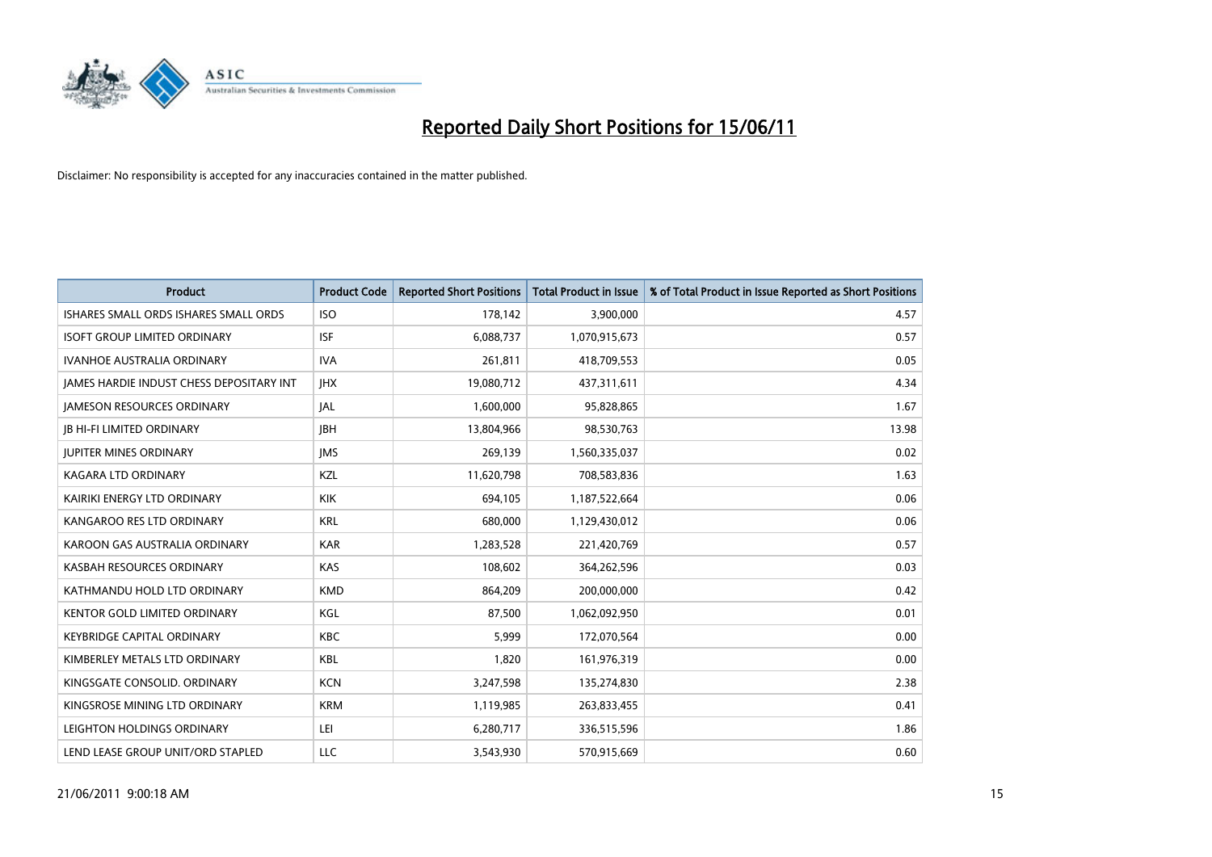# Reported Daily Short Positions for 15/06/11

Disclaimer: No responsibility is accepted for any inaccuracies contained in the matter published.

| Product | Product Code | Reported Short Positions | Total Product in Issue | % of Total Product in Issue Reported as Short Positions |
| --- | --- | --- | --- | --- |
| ISHARES SMALL ORDS ISHARES SMALL ORDS | ISO | 178,142 | 3,900,000 | 4.57 |
| ISOFT GROUP LIMITED ORDINARY | ISF | 6,088,737 | 1,070,915,673 | 0.57 |
| IVANHOE AUSTRALIA ORDINARY | IVA | 261,811 | 418,709,553 | 0.05 |
| JAMES HARDIE INDUST CHESS DEPOSITARY INT | JHX | 19,080,712 | 437,311,611 | 4.34 |
| JAMESON RESOURCES ORDINARY | JAL | 1,600,000 | 95,828,865 | 1.67 |
| JB HI-FI LIMITED ORDINARY | JBH | 13,804,966 | 98,530,763 | 13.98 |
| JUPITER MINES ORDINARY | JMS | 269,139 | 1,560,335,037 | 0.02 |
| KAGARA LTD ORDINARY | KZL | 11,620,798 | 708,583,836 | 1.63 |
| KAIRIKI ENERGY LTD ORDINARY | KIK | 694,105 | 1,187,522,664 | 0.06 |
| KANGAROO RES LTD ORDINARY | KRL | 680,000 | 1,129,430,012 | 0.06 |
| KAROON GAS AUSTRALIA ORDINARY | KAR | 1,283,528 | 221,420,769 | 0.57 |
| KASBAH RESOURCES ORDINARY | KAS | 108,602 | 364,262,596 | 0.03 |
| KATHMANDU HOLD LTD ORDINARY | KMD | 864,209 | 200,000,000 | 0.42 |
| KENTOR GOLD LIMITED ORDINARY | KGL | 87,500 | 1,062,092,950 | 0.01 |
| KEYBRIDGE CAPITAL ORDINARY | KBC | 5,999 | 172,070,564 | 0.00 |
| KIMBERLEY METALS LTD ORDINARY | KBL | 1,820 | 161,976,319 | 0.00 |
| KINGSGATE CONSOLID. ORDINARY | KCN | 3,247,598 | 135,274,830 | 2.38 |
| KINGSROSE MINING LTD ORDINARY | KRM | 1,119,985 | 263,833,455 | 0.41 |
| LEIGHTON HOLDINGS ORDINARY | LEI | 6,280,717 | 336,515,596 | 1.86 |
| LEND LEASE GROUP UNIT/ORD STAPLED | LLC | 3,543,930 | 570,915,669 | 0.60 |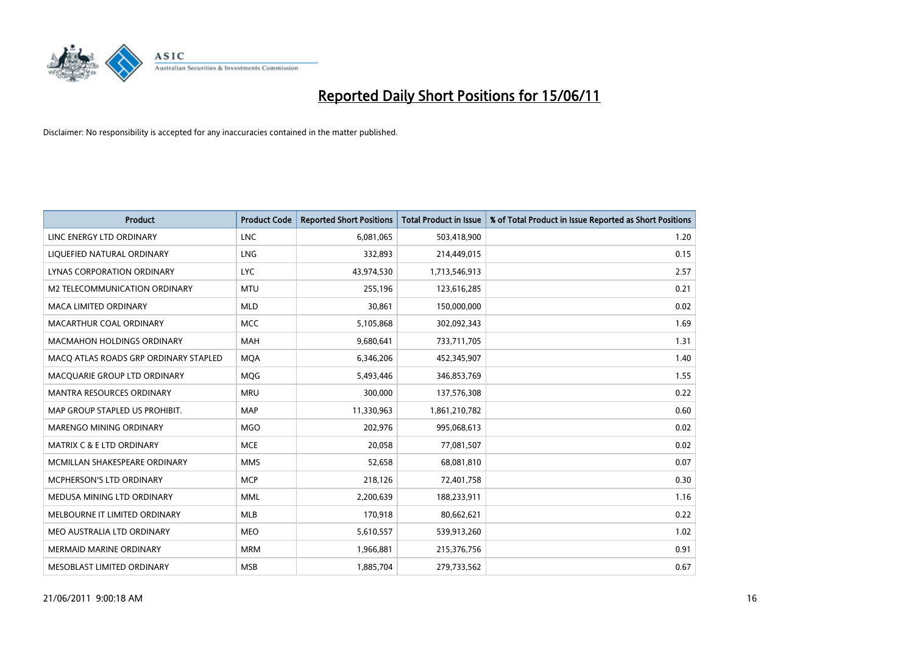# Reported Daily Short Positions for 15/06/11

Disclaimer: No responsibility is accepted for any inaccuracies contained in the matter published.

| Product | Product Code | Reported Short Positions | Total Product in Issue | % of Total Product in Issue Reported as Short Positions |
|---|---|---|---|---|
| LINC ENERGY LTD ORDINARY | LNC | 6,081,065 | 503,418,900 | 1.20 |
| LIQUEFIED NATURAL ORDINARY | LNG | 332,893 | 214,449,015 | 0.15 |
| LYNAS CORPORATION ORDINARY | LYC | 43,974,530 | 1,713,546,913 | 2.57 |
| M2 TELECOMMUNICATION ORDINARY | MTU | 255,196 | 123,616,285 | 0.21 |
| MACA LIMITED ORDINARY | MLD | 30,861 | 150,000,000 | 0.02 |
| MACARTHUR COAL ORDINARY | MCC | 5,105,868 | 302,092,343 | 1.69 |
| MACMAHON HOLDINGS ORDINARY | MAH | 9,680,641 | 733,711,705 | 1.31 |
| MACQ ATLAS ROADS GRP ORDINARY STAPLED | MQA | 6,346,206 | 452,345,907 | 1.40 |
| MACQUARIE GROUP LTD ORDINARY | MQG | 5,493,446 | 346,853,769 | 1.55 |
| MANTRA RESOURCES ORDINARY | MRU | 300,000 | 137,576,308 | 0.22 |
| MAP GROUP STAPLED US PROHIBIT. | MAP | 11,330,963 | 1,861,210,782 | 0.60 |
| MARENGO MINING ORDINARY | MGO | 202,976 | 995,068,613 | 0.02 |
| MATRIX C & E LTD ORDINARY | MCE | 20,058 | 77,081,507 | 0.02 |
| MCMILLAN SHAKESPEARE ORDINARY | MMS | 52,658 | 68,081,810 | 0.07 |
| MCPHERSON'S LTD ORDINARY | MCP | 218,126 | 72,401,758 | 0.30 |
| MEDUSA MINING LTD ORDINARY | MML | 2,200,639 | 188,233,911 | 1.16 |
| MELBOURNE IT LIMITED ORDINARY | MLB | 170,918 | 80,662,621 | 0.22 |
| MEO AUSTRALIA LTD ORDINARY | MEO | 5,610,557 | 539,913,260 | 1.02 |
| MERMAID MARINE ORDINARY | MRM | 1,966,881 | 215,376,756 | 0.91 |
| MESOBLAST LIMITED ORDINARY | MSB | 1,885,704 | 279,733,562 | 0.67 |

21/06/2011 9:00:18 AM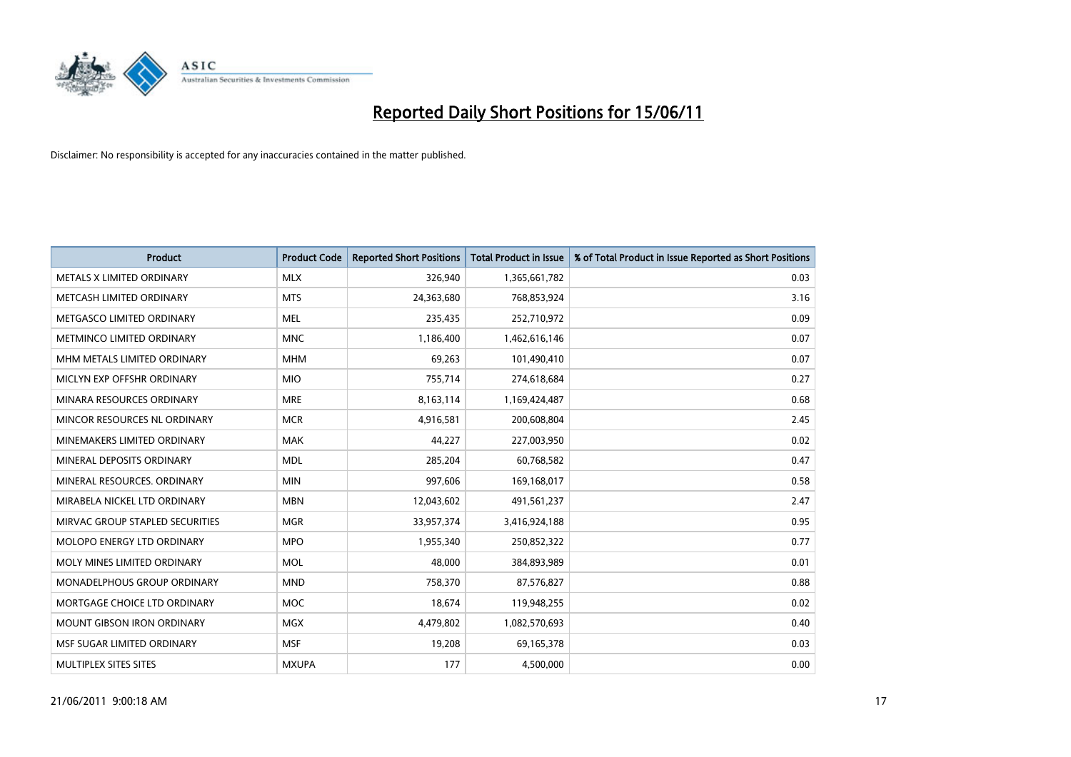# Reported Daily Short Positions for 15/06/11

Disclaimer: No responsibility is accepted for any inaccuracies contained in the matter published.

| Product | Product Code | Reported Short Positions | Total Product in Issue | % of Total Product in Issue Reported as Short Positions |
|---|---|---|---|---|
| METALS X LIMITED ORDINARY | MLX | 326,940 | 1,365,661,782 | 0.03 |
| METCASH LIMITED ORDINARY | MTS | 24,363,680 | 768,853,924 | 3.16 |
| METGASCO LIMITED ORDINARY | MEL | 235,435 | 252,710,972 | 0.09 |
| METMINCO LIMITED ORDINARY | MNC | 1,186,400 | 1,462,616,146 | 0.07 |
| MHM METALS LIMITED ORDINARY | MHM | 69,263 | 101,490,410 | 0.07 |
| MICLYN EXP OFFSHR ORDINARY | MIO | 755,714 | 274,618,684 | 0.27 |
| MINARA RESOURCES ORDINARY | MRE | 8,163,114 | 1,169,424,487 | 0.68 |
| MINCOR RESOURCES NL ORDINARY | MCR | 4,916,581 | 200,608,804 | 2.45 |
| MINEMAKERS LIMITED ORDINARY | MAK | 44,227 | 227,003,950 | 0.02 |
| MINERAL DEPOSITS ORDINARY | MDL | 285,204 | 60,768,582 | 0.47 |
| MINERAL RESOURCES. ORDINARY | MIN | 997,606 | 169,168,017 | 0.58 |
| MIRABELA NICKEL LTD ORDINARY | MBN | 12,043,602 | 491,561,237 | 2.47 |
| MIRVAC GROUP STAPLED SECURITIES | MGR | 33,957,374 | 3,416,924,188 | 0.95 |
| MOLOPO ENERGY LTD ORDINARY | MPO | 1,955,340 | 250,852,322 | 0.77 |
| MOLY MINES LIMITED ORDINARY | MOL | 48,000 | 384,893,989 | 0.01 |
| MONADELPHOUS GROUP ORDINARY | MND | 758,370 | 87,576,827 | 0.88 |
| MORTGAGE CHOICE LTD ORDINARY | MOC | 18,674 | 119,948,255 | 0.02 |
| MOUNT GIBSON IRON ORDINARY | MGX | 4,479,802 | 1,082,570,693 | 0.40 |
| MSF SUGAR LIMITED ORDINARY | MSF | 19,208 | 69,165,378 | 0.03 |
| MULTIPLEX SITES SITES | MXUPA | 177 | 4,500,000 | 0.00 |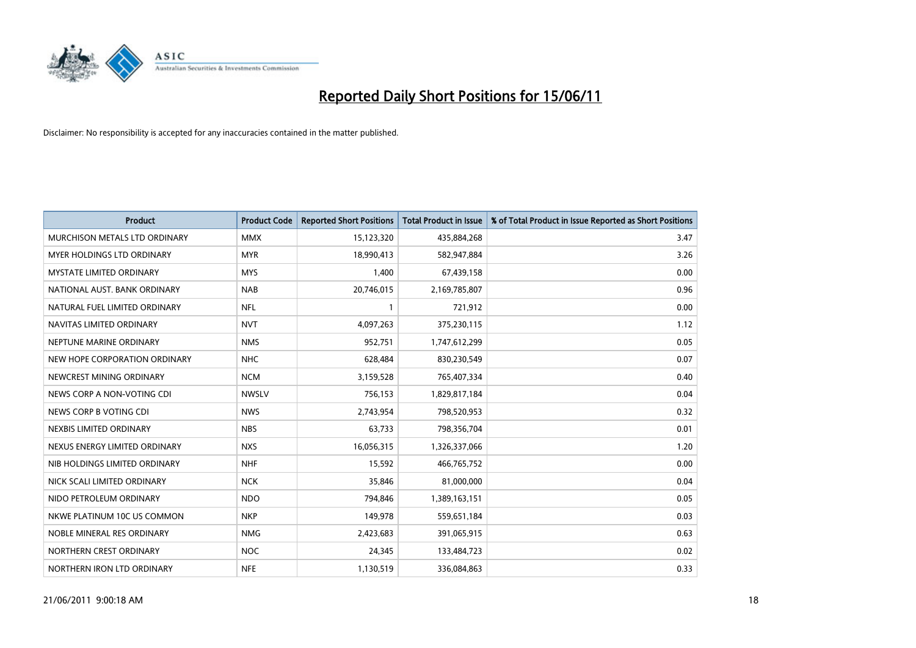# Reported Daily Short Positions for 15/06/11

Disclaimer: No responsibility is accepted for any inaccuracies contained in the matter published.

| Product | Product Code | Reported Short Positions | Total Product in Issue | % of Total Product in Issue Reported as Short Positions |
|---|---|---|---|---|
| MURCHISON METALS LTD ORDINARY | MMX | 15,123,320 | 435,884,268 | 3.47 |
| MYER HOLDINGS LTD ORDINARY | MYR | 18,990,413 | 582,947,884 | 3.26 |
| MYSTATE LIMITED ORDINARY | MYS | 1,400 | 67,439,158 | 0.00 |
| NATIONAL AUST. BANK ORDINARY | NAB | 20,746,015 | 2,169,785,807 | 0.96 |
| NATURAL FUEL LIMITED ORDINARY | NFL | 1 | 721,912 | 0.00 |
| NAVITAS LIMITED ORDINARY | NVT | 4,097,263 | 375,230,115 | 1.12 |
| NEPTUNE MARINE ORDINARY | NMS | 952,751 | 1,747,612,299 | 0.05 |
| NEW HOPE CORPORATION ORDINARY | NHC | 628,484 | 830,230,549 | 0.07 |
| NEWCREST MINING ORDINARY | NCM | 3,159,528 | 765,407,334 | 0.40 |
| NEWS CORP A NON-VOTING CDI | NWSLV | 756,153 | 1,829,817,184 | 0.04 |
| NEWS CORP B VOTING CDI | NWS | 2,743,954 | 798,520,953 | 0.32 |
| NEXBIS LIMITED ORDINARY | NBS | 63,733 | 798,356,704 | 0.01 |
| NEXUS ENERGY LIMITED ORDINARY | NXS | 16,056,315 | 1,326,337,066 | 1.20 |
| NIB HOLDINGS LIMITED ORDINARY | NHF | 15,592 | 466,765,752 | 0.00 |
| NICK SCALI LIMITED ORDINARY | NCK | 35,846 | 81,000,000 | 0.04 |
| NIDO PETROLEUM ORDINARY | NDO | 794,846 | 1,389,163,151 | 0.05 |
| NKWE PLATINUM 10C US COMMON | NKP | 149,978 | 559,651,184 | 0.03 |
| NOBLE MINERAL RES ORDINARY | NMG | 2,423,683 | 391,065,915 | 0.63 |
| NORTHERN CREST ORDINARY | NOC | 24,345 | 133,484,723 | 0.02 |
| NORTHERN IRON LTD ORDINARY | NFE | 1,130,519 | 336,084,863 | 0.33 |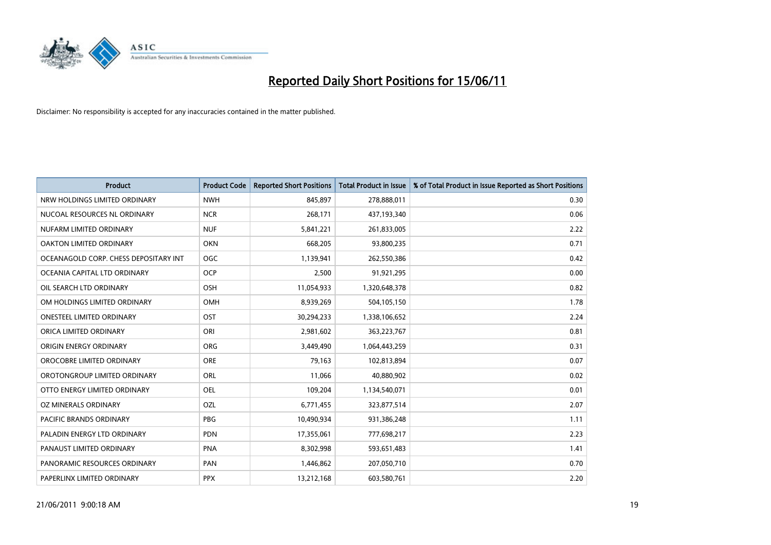# Reported Daily Short Positions for 15/06/11

Disclaimer: No responsibility is accepted for any inaccuracies contained in the matter published.

| Product | Product Code | Reported Short Positions | Total Product in Issue | % of Total Product in Issue Reported as Short Positions |
|---|---|---|---|---|
| NRW HOLDINGS LIMITED ORDINARY | NWH | 845,897 | 278,888,011 | 0.30 |
| NUCOAL RESOURCES NL ORDINARY | NCR | 268,171 | 437,193,340 | 0.06 |
| NUFARM LIMITED ORDINARY | NUF | 5,841,221 | 261,833,005 | 2.22 |
| OAKTON LIMITED ORDINARY | OKN | 668,205 | 93,800,235 | 0.71 |
| OCEANAGOLD CORP. CHESS DEPOSITARY INT | OGC | 1,139,941 | 262,550,386 | 0.42 |
| OCEANIA CAPITAL LTD ORDINARY | OCP | 2,500 | 91,921,295 | 0.00 |
| OIL SEARCH LTD ORDINARY | OSH | 11,054,933 | 1,320,648,378 | 0.82 |
| OM HOLDINGS LIMITED ORDINARY | OMH | 8,939,269 | 504,105,150 | 1.78 |
| ONESTEEL LIMITED ORDINARY | OST | 30,294,233 | 1,338,106,652 | 2.24 |
| ORICA LIMITED ORDINARY | ORI | 2,981,602 | 363,223,767 | 0.81 |
| ORIGIN ENERGY ORDINARY | ORG | 3,449,490 | 1,064,443,259 | 0.31 |
| OROCOBRE LIMITED ORDINARY | ORE | 79,163 | 102,813,894 | 0.07 |
| OROTONGROUP LIMITED ORDINARY | ORL | 11,066 | 40,880,902 | 0.02 |
| OTTO ENERGY LIMITED ORDINARY | OEL | 109,204 | 1,134,540,071 | 0.01 |
| OZ MINERALS ORDINARY | OZL | 6,771,455 | 323,877,514 | 2.07 |
| PACIFIC BRANDS ORDINARY | PBG | 10,490,934 | 931,386,248 | 1.11 |
| PALADIN ENERGY LTD ORDINARY | PDN | 17,355,061 | 777,698,217 | 2.23 |
| PANAUST LIMITED ORDINARY | PNA | 8,302,998 | 593,651,483 | 1.41 |
| PANORAMIC RESOURCES ORDINARY | PAN | 1,446,862 | 207,050,710 | 0.70 |
| PAPERLINX LIMITED ORDINARY | PPX | 13,212,168 | 603,580,761 | 2.20 |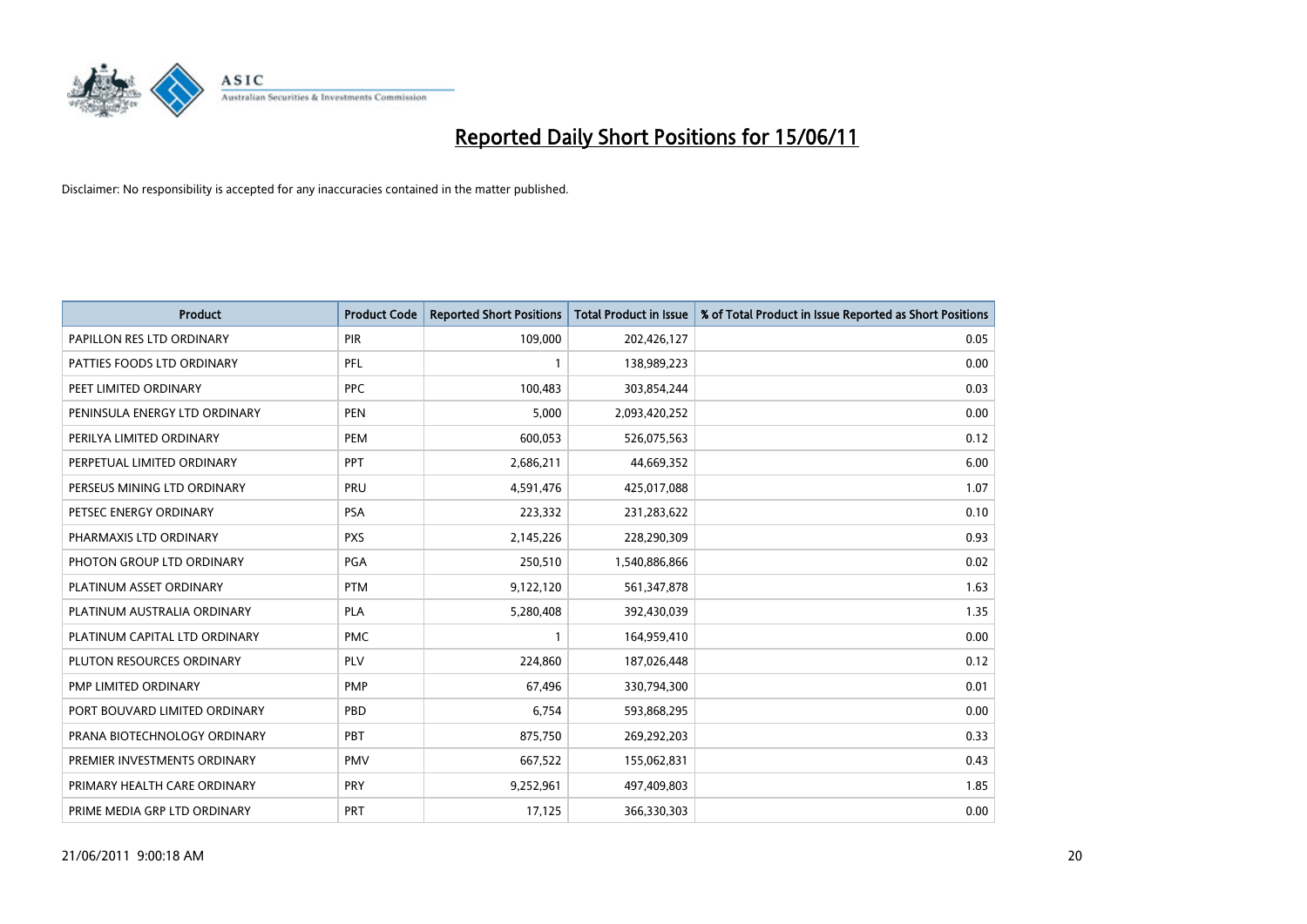# Reported Daily Short Positions for 15/06/11

Disclaimer: No responsibility is accepted for any inaccuracies contained in the matter published.

| Product | Product Code | Reported Short Positions | Total Product in Issue | % of Total Product in Issue Reported as Short Positions |
|---|---|---|---|---|
| PAPILLON RES LTD ORDINARY | PIR | 109,000 | 202,426,127 | 0.05 |
| PATTIES FOODS LTD ORDINARY | PFL | 1 | 138,989,223 | 0.00 |
| PEET LIMITED ORDINARY | PPC | 100,483 | 303,854,244 | 0.03 |
| PENINSULA ENERGY LTD ORDINARY | PEN | 5,000 | 2,093,420,252 | 0.00 |
| PERILYA LIMITED ORDINARY | PEM | 600,053 | 526,075,563 | 0.12 |
| PERPETUAL LIMITED ORDINARY | PPT | 2,686,211 | 44,669,352 | 6.00 |
| PERSEUS MINING LTD ORDINARY | PRU | 4,591,476 | 425,017,088 | 1.07 |
| PETSEC ENERGY ORDINARY | PSA | 223,332 | 231,283,622 | 0.10 |
| PHARMAXIS LTD ORDINARY | PXS | 2,145,226 | 228,290,309 | 0.93 |
| PHOTON GROUP LTD ORDINARY | PGA | 250,510 | 1,540,886,866 | 0.02 |
| PLATINUM ASSET ORDINARY | PTM | 9,122,120 | 561,347,878 | 1.63 |
| PLATINUM AUSTRALIA ORDINARY | PLA | 5,280,408 | 392,430,039 | 1.35 |
| PLATINUM CAPITAL LTD ORDINARY | PMC | 1 | 164,959,410 | 0.00 |
| PLUTON RESOURCES ORDINARY | PLV | 224,860 | 187,026,448 | 0.12 |
| PMP LIMITED ORDINARY | PMP | 67,496 | 330,794,300 | 0.01 |
| PORT BOUVARD LIMITED ORDINARY | PBD | 6,754 | 593,868,295 | 0.00 |
| PRANA BIOTECHNOLOGY ORDINARY | PBT | 875,750 | 269,292,203 | 0.33 |
| PREMIER INVESTMENTS ORDINARY | PMV | 667,522 | 155,062,831 | 0.43 |
| PRIMARY HEALTH CARE ORDINARY | PRY | 9,252,961 | 497,409,803 | 1.85 |
| PRIME MEDIA GRP LTD ORDINARY | PRT | 17,125 | 366,330,303 | 0.00 |

21/06/2011 9:00:18 AM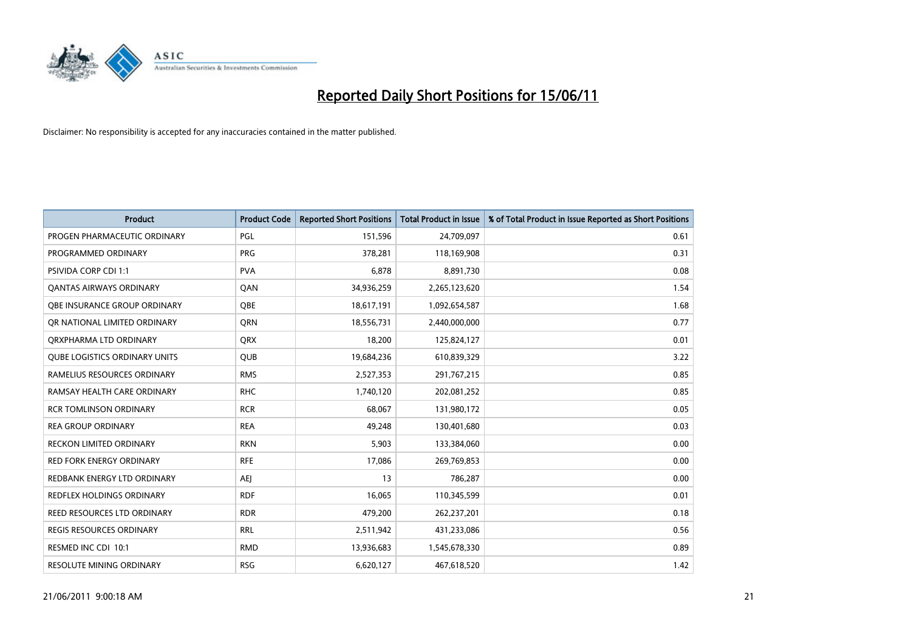# Reported Daily Short Positions for 15/06/11

Disclaimer: No responsibility is accepted for any inaccuracies contained in the matter published.

| Product | Product Code | Reported Short Positions | Total Product in Issue | % of Total Product in Issue Reported as Short Positions |
|---|---|---|---|---|
| PROGEN PHARMACEUTIC ORDINARY | PGL | 151,596 | 24,709,097 | 0.61 |
| PROGRAMMED ORDINARY | PRG | 378,281 | 118,169,908 | 0.31 |
| PSIVIDA CORP CDI 1:1 | PVA | 6,878 | 8,891,730 | 0.08 |
| QANTAS AIRWAYS ORDINARY | QAN | 34,936,259 | 2,265,123,620 | 1.54 |
| QBE INSURANCE GROUP ORDINARY | QBE | 18,617,191 | 1,092,654,587 | 1.68 |
| QR NATIONAL LIMITED ORDINARY | QRN | 18,556,731 | 2,440,000,000 | 0.77 |
| QRXPHARMA LTD ORDINARY | QRX | 18,200 | 125,824,127 | 0.01 |
| QUBE LOGISTICS ORDINARY UNITS | QUB | 19,684,236 | 610,839,329 | 3.22 |
| RAMELIUS RESOURCES ORDINARY | RMS | 2,527,353 | 291,767,215 | 0.85 |
| RAMSAY HEALTH CARE ORDINARY | RHC | 1,740,120 | 202,081,252 | 0.85 |
| RCR TOMLINSON ORDINARY | RCR | 68,067 | 131,980,172 | 0.05 |
| REA GROUP ORDINARY | REA | 49,248 | 130,401,680 | 0.03 |
| RECKON LIMITED ORDINARY | RKN | 5,903 | 133,384,060 | 0.00 |
| RED FORK ENERGY ORDINARY | RFE | 17,086 | 269,769,853 | 0.00 |
| REDBANK ENERGY LTD ORDINARY | AEJ | 13 | 786,287 | 0.00 |
| REDFLEX HOLDINGS ORDINARY | RDF | 16,065 | 110,345,599 | 0.01 |
| REED RESOURCES LTD ORDINARY | RDR | 479,200 | 262,237,201 | 0.18 |
| REGIS RESOURCES ORDINARY | RRL | 2,511,942 | 431,233,086 | 0.56 |
| RESMED INC CDI 10:1 | RMD | 13,936,683 | 1,545,678,330 | 0.89 |
| RESOLUTE MINING ORDINARY | RSG | 6,620,127 | 467,618,520 | 1.42 |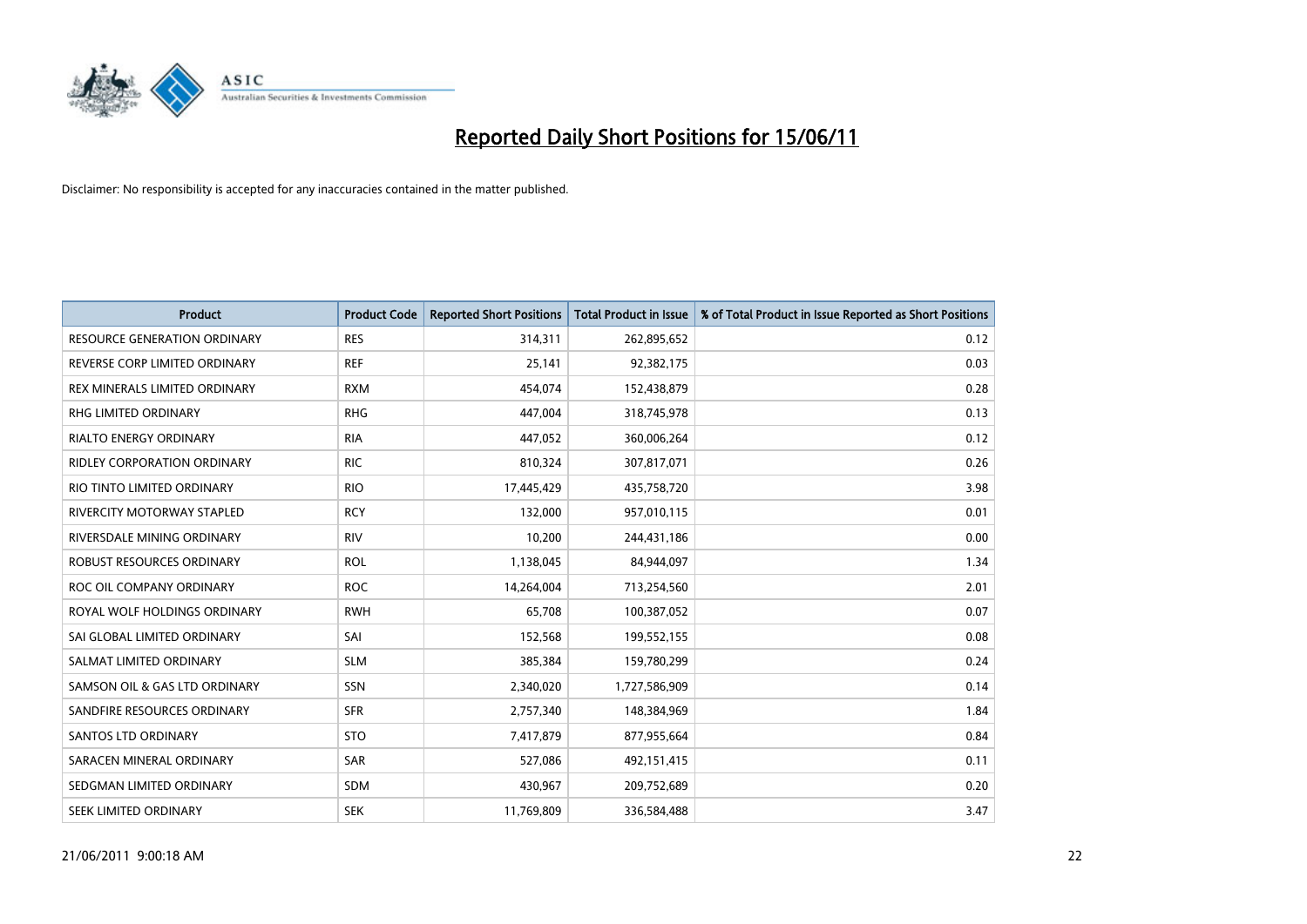# Reported Daily Short Positions for 15/06/11

Disclaimer: No responsibility is accepted for any inaccuracies contained in the matter published.

| Product | Product Code | Reported Short Positions | Total Product in Issue | % of Total Product in Issue Reported as Short Positions |
|---|---|---|---|---|
| RESOURCE GENERATION ORDINARY | RES | 314,311 | 262,895,652 | 0.12 |
| REVERSE CORP LIMITED ORDINARY | REF | 25,141 | 92,382,175 | 0.03 |
| REX MINERALS LIMITED ORDINARY | RXM | 454,074 | 152,438,879 | 0.28 |
| RHG LIMITED ORDINARY | RHG | 447,004 | 318,745,978 | 0.13 |
| RIALTO ENERGY ORDINARY | RIA | 447,052 | 360,006,264 | 0.12 |
| RIDLEY CORPORATION ORDINARY | RIC | 810,324 | 307,817,071 | 0.26 |
| RIO TINTO LIMITED ORDINARY | RIO | 17,445,429 | 435,758,720 | 3.98 |
| RIVERCITY MOTORWAY STAPLED | RCY | 132,000 | 957,010,115 | 0.01 |
| RIVERSDALE MINING ORDINARY | RIV | 10,200 | 244,431,186 | 0.00 |
| ROBUST RESOURCES ORDINARY | ROL | 1,138,045 | 84,944,097 | 1.34 |
| ROC OIL COMPANY ORDINARY | ROC | 14,264,004 | 713,254,560 | 2.01 |
| ROYAL WOLF HOLDINGS ORDINARY | RWH | 65,708 | 100,387,052 | 0.07 |
| SAI GLOBAL LIMITED ORDINARY | SAI | 152,568 | 199,552,155 | 0.08 |
| SALMAT LIMITED ORDINARY | SLM | 385,384 | 159,780,299 | 0.24 |
| SAMSON OIL & GAS LTD ORDINARY | SSN | 2,340,020 | 1,727,586,909 | 0.14 |
| SANDFIRE RESOURCES ORDINARY | SFR | 2,757,340 | 148,384,969 | 1.84 |
| SANTOS LTD ORDINARY | STO | 7,417,879 | 877,955,664 | 0.84 |
| SARACEN MINERAL ORDINARY | SAR | 527,086 | 492,151,415 | 0.11 |
| SEDGMAN LIMITED ORDINARY | SDM | 430,967 | 209,752,689 | 0.20 |
| SEEK LIMITED ORDINARY | SEK | 11,769,809 | 336,584,488 | 3.47 |

21/06/2011 9:00:18 AM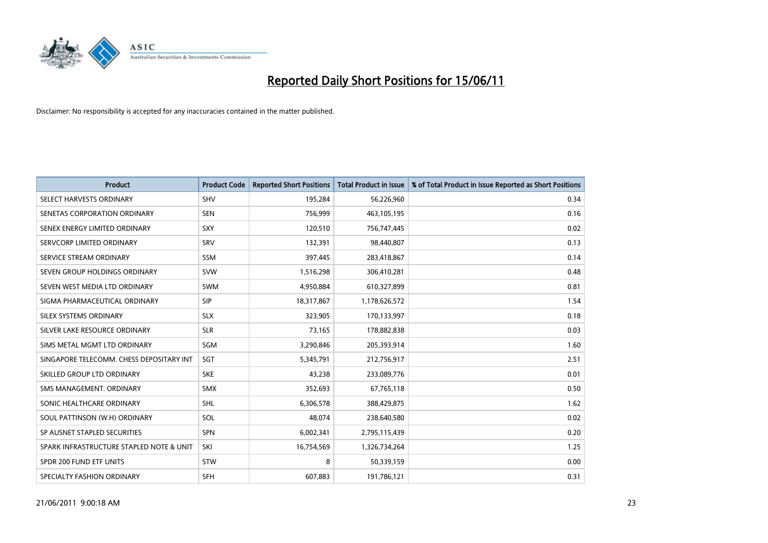# Reported Daily Short Positions for 15/06/11

Disclaimer: No responsibility is accepted for any inaccuracies contained in the matter published.

| Product | Product Code | Reported Short Positions | Total Product in Issue | % of Total Product in Issue Reported as Short Positions |
|---|---|---|---|---|
| SELECT HARVESTS ORDINARY | SHV | 195,284 | 56,226,960 | 0.34 |
| SENETAS CORPORATION ORDINARY | SEN | 756,999 | 463,105,195 | 0.16 |
| SENEX ENERGY LIMITED ORDINARY | SXY | 120,510 | 756,747,445 | 0.02 |
| SERVCORP LIMITED ORDINARY | SRV | 132,391 | 98,440,807 | 0.13 |
| SERVICE STREAM ORDINARY | SSM | 397,445 | 283,418,867 | 0.14 |
| SEVEN GROUP HOLDINGS ORDINARY | SVW | 1,516,298 | 306,410,281 | 0.48 |
| SEVEN WEST MEDIA LTD ORDINARY | SWM | 4,950,884 | 610,327,899 | 0.81 |
| SIGMA PHARMACEUTICAL ORDINARY | SIP | 18,317,867 | 1,178,626,572 | 1.54 |
| SILEX SYSTEMS ORDINARY | SLX | 323,905 | 170,133,997 | 0.18 |
| SILVER LAKE RESOURCE ORDINARY | SLR | 73,165 | 178,882,838 | 0.03 |
| SIMS METAL MGMT LTD ORDINARY | SGM | 3,290,846 | 205,393,914 | 1.60 |
| SINGAPORE TELECOMM. CHESS DEPOSITARY INT | SGT | 5,345,791 | 212,756,917 | 2.51 |
| SKILLED GROUP LTD ORDINARY | SKE | 43,238 | 233,089,776 | 0.01 |
| SMS MANAGEMENT. ORDINARY | SMX | 352,693 | 67,765,118 | 0.50 |
| SONIC HEALTHCARE ORDINARY | SHL | 6,306,578 | 388,429,875 | 1.62 |
| SOUL PATTINSON (W.H) ORDINARY | SOL | 48,074 | 238,640,580 | 0.02 |
| SP AUSNET STAPLED SECURITIES | SPN | 6,002,341 | 2,795,115,439 | 0.20 |
| SPARK INFRASTRUCTURE STAPLED NOTE & UNIT | SKI | 16,754,569 | 1,326,734,264 | 1.25 |
| SPDR 200 FUND ETF UNITS | STW | 8 | 50,339,159 | 0.00 |
| SPECIALTY FASHION ORDINARY | SFH | 607,883 | 191,786,121 | 0.31 |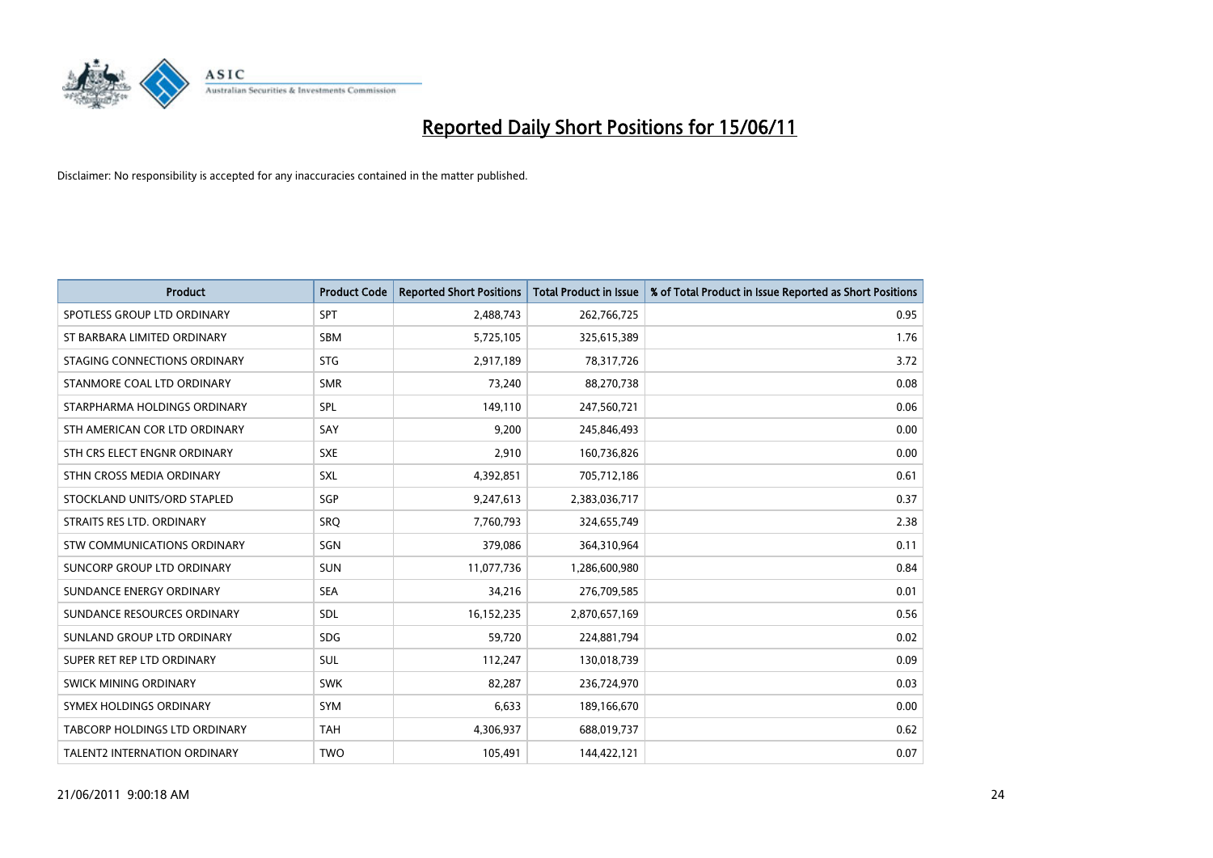# Reported Daily Short Positions for 15/06/11

Disclaimer: No responsibility is accepted for any inaccuracies contained in the matter published.

| Product | Product Code | Reported Short Positions | Total Product in Issue | % of Total Product in Issue Reported as Short Positions |
|---|---|---|---|---|
| SPOTLESS GROUP LTD ORDINARY | SPT | 2,488,743 | 262,766,725 | 0.95 |
| ST BARBARA LIMITED ORDINARY | SBM | 5,725,105 | 325,615,389 | 1.76 |
| STAGING CONNECTIONS ORDINARY | STG | 2,917,189 | 78,317,726 | 3.72 |
| STANMORE COAL LTD ORDINARY | SMR | 73,240 | 88,270,738 | 0.08 |
| STARPHARMA HOLDINGS ORDINARY | SPL | 149,110 | 247,560,721 | 0.06 |
| STH AMERICAN COR LTD ORDINARY | SAY | 9,200 | 245,846,493 | 0.00 |
| STH CRS ELECT ENGNR ORDINARY | SXE | 2,910 | 160,736,826 | 0.00 |
| STHN CROSS MEDIA ORDINARY | SXL | 4,392,851 | 705,712,186 | 0.61 |
| STOCKLAND UNITS/ORD STAPLED | SGP | 9,247,613 | 2,383,036,717 | 0.37 |
| STRAITS RES LTD. ORDINARY | SRQ | 7,760,793 | 324,655,749 | 2.38 |
| STW COMMUNICATIONS ORDINARY | SGN | 379,086 | 364,310,964 | 0.11 |
| SUNCORP GROUP LTD ORDINARY | SUN | 11,077,736 | 1,286,600,980 | 0.84 |
| SUNDANCE ENERGY ORDINARY | SEA | 34,216 | 276,709,585 | 0.01 |
| SUNDANCE RESOURCES ORDINARY | SDL | 16,152,235 | 2,870,657,169 | 0.56 |
| SUNLAND GROUP LTD ORDINARY | SDG | 59,720 | 224,881,794 | 0.02 |
| SUPER RET REP LTD ORDINARY | SUL | 112,247 | 130,018,739 | 0.09 |
| SWICK MINING ORDINARY | SWK | 82,287 | 236,724,970 | 0.03 |
| SYMEX HOLDINGS ORDINARY | SYM | 6,633 | 189,166,670 | 0.00 |
| TABCORP HOLDINGS LTD ORDINARY | TAH | 4,306,937 | 688,019,737 | 0.62 |
| TALENT2 INTERNATION ORDINARY | TWO | 105,491 | 144,422,121 | 0.07 |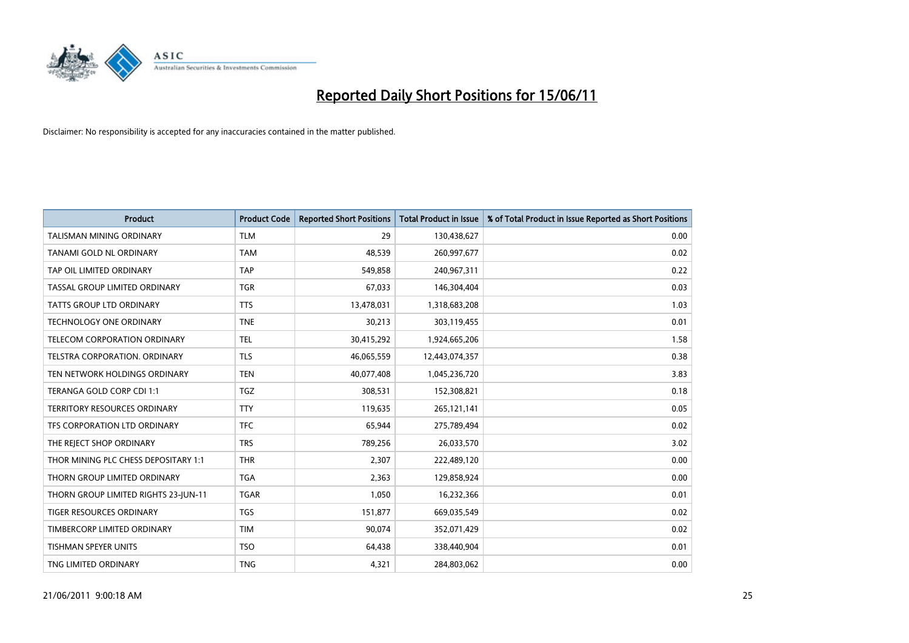# Reported Daily Short Positions for 15/06/11

Disclaimer: No responsibility is accepted for any inaccuracies contained in the matter published.

| Product | Product Code | Reported Short Positions | Total Product in Issue | % of Total Product in Issue Reported as Short Positions |
|---|---|---|---|---|
| TALISMAN MINING ORDINARY | TLM | 29 | 130,438,627 | 0.00 |
| TANAMI GOLD NL ORDINARY | TAM | 48,539 | 260,997,677 | 0.02 |
| TAP OIL LIMITED ORDINARY | TAP | 549,858 | 240,967,311 | 0.22 |
| TASSAL GROUP LIMITED ORDINARY | TGR | 67,033 | 146,304,404 | 0.03 |
| TATTS GROUP LTD ORDINARY | TTS | 13,478,031 | 1,318,683,208 | 1.03 |
| TECHNOLOGY ONE ORDINARY | TNE | 30,213 | 303,119,455 | 0.01 |
| TELECOM CORPORATION ORDINARY | TEL | 30,415,292 | 1,924,665,206 | 1.58 |
| TELSTRA CORPORATION. ORDINARY | TLS | 46,065,559 | 12,443,074,357 | 0.38 |
| TEN NETWORK HOLDINGS ORDINARY | TEN | 40,077,408 | 1,045,236,720 | 3.83 |
| TERANGA GOLD CORP CDI 1:1 | TGZ | 308,531 | 152,308,821 | 0.18 |
| TERRITORY RESOURCES ORDINARY | TTY | 119,635 | 265,121,141 | 0.05 |
| TFS CORPORATION LTD ORDINARY | TFC | 65,944 | 275,789,494 | 0.02 |
| THE REJECT SHOP ORDINARY | TRS | 789,256 | 26,033,570 | 3.02 |
| THOR MINING PLC CHESS DEPOSITARY 1:1 | THR | 2,307 | 222,489,120 | 0.00 |
| THORN GROUP LIMITED ORDINARY | TGA | 2,363 | 129,858,924 | 0.00 |
| THORN GROUP LIMITED RIGHTS 23-JUN-11 | TGAR | 1,050 | 16,232,366 | 0.01 |
| TIGER RESOURCES ORDINARY | TGS | 151,877 | 669,035,549 | 0.02 |
| TIMBERCORP LIMITED ORDINARY | TIM | 90,074 | 352,071,429 | 0.02 |
| TISHMAN SPEYER UNITS | TSO | 64,438 | 338,440,904 | 0.01 |
| TNG LIMITED ORDINARY | TNG | 4,321 | 284,803,062 | 0.00 |

21/06/2011 9:00:18 AM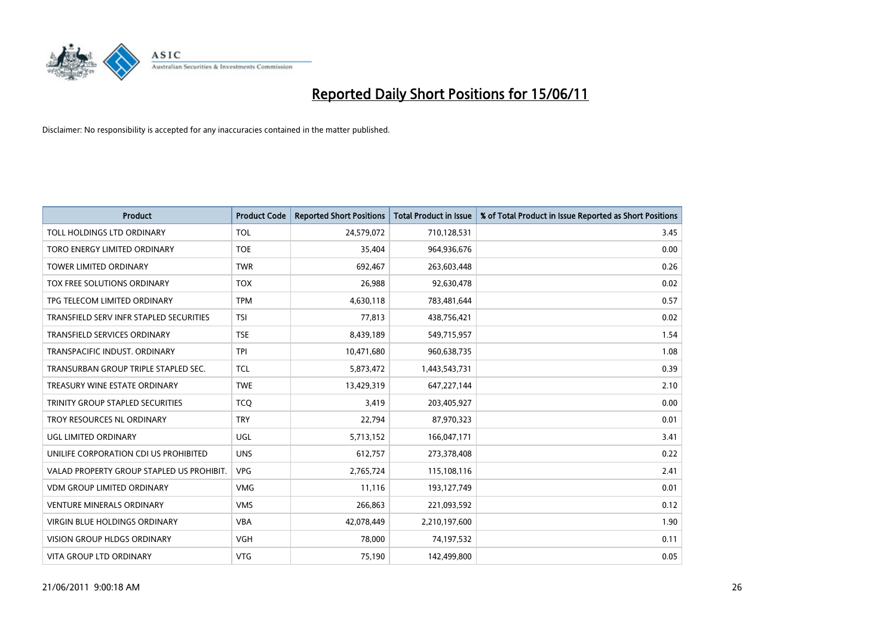# Reported Daily Short Positions for 15/06/11

Disclaimer: No responsibility is accepted for any inaccuracies contained in the matter published.

| Product | Product Code | Reported Short Positions | Total Product in Issue | % of Total Product in Issue Reported as Short Positions |
|---|---|---|---|---|
| TOLL HOLDINGS LTD ORDINARY | TOL | 24,579,072 | 710,128,531 | 3.45 |
| TORO ENERGY LIMITED ORDINARY | TOE | 35,404 | 964,936,676 | 0.00 |
| TOWER LIMITED ORDINARY | TWR | 692,467 | 263,603,448 | 0.26 |
| TOX FREE SOLUTIONS ORDINARY | TOX | 26,988 | 92,630,478 | 0.02 |
| TPG TELECOM LIMITED ORDINARY | TPM | 4,630,118 | 783,481,644 | 0.57 |
| TRANSFIELD SERV INFR STAPLED SECURITIES | TSI | 77,813 | 438,756,421 | 0.02 |
| TRANSFIELD SERVICES ORDINARY | TSE | 8,439,189 | 549,715,957 | 1.54 |
| TRANSPACIFIC INDUST. ORDINARY | TPI | 10,471,680 | 960,638,735 | 1.08 |
| TRANSURBAN GROUP TRIPLE STAPLED SEC. | TCL | 5,873,472 | 1,443,543,731 | 0.39 |
| TREASURY WINE ESTATE ORDINARY | TWE | 13,429,319 | 647,227,144 | 2.10 |
| TRINITY GROUP STAPLED SECURITIES | TCQ | 3,419 | 203,405,927 | 0.00 |
| TROY RESOURCES NL ORDINARY | TRY | 22,794 | 87,970,323 | 0.01 |
| UGL LIMITED ORDINARY | UGL | 5,713,152 | 166,047,171 | 3.41 |
| UNILIFE CORPORATION CDI US PROHIBITED | UNS | 612,757 | 273,378,408 | 0.22 |
| VALAD PROPERTY GROUP STAPLED US PROHIBIT. | VPG | 2,765,724 | 115,108,116 | 2.41 |
| VDM GROUP LIMITED ORDINARY | VMG | 11,116 | 193,127,749 | 0.01 |
| VENTURE MINERALS ORDINARY | VMS | 266,863 | 221,093,592 | 0.12 |
| VIRGIN BLUE HOLDINGS ORDINARY | VBA | 42,078,449 | 2,210,197,600 | 1.90 |
| VISION GROUP HLDGS ORDINARY | VGH | 78,000 | 74,197,532 | 0.11 |
| VITA GROUP LTD ORDINARY | VTG | 75,190 | 142,499,800 | 0.05 |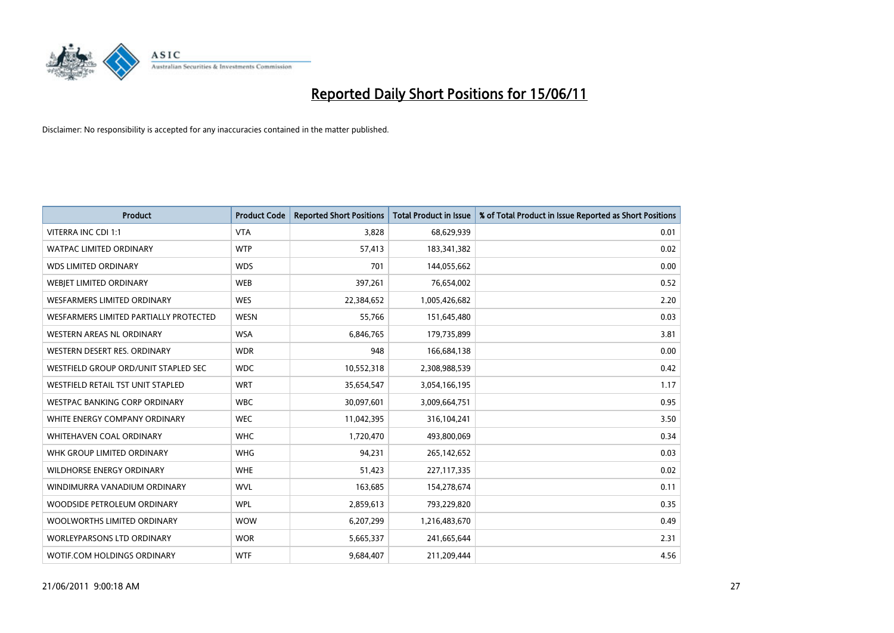# Reported Daily Short Positions for 15/06/11

Disclaimer: No responsibility is accepted for any inaccuracies contained in the matter published.

| Product | Product Code | Reported Short Positions | Total Product in Issue | % of Total Product in Issue Reported as Short Positions |
|---|---|---|---|---|
| VITERRA INC CDI 1:1 | VTA | 3,828 | 68,629,939 | 0.01 |
| WATPAC LIMITED ORDINARY | WTP | 57,413 | 183,341,382 | 0.02 |
| WDS LIMITED ORDINARY | WDS | 701 | 144,055,662 | 0.00 |
| WEBJET LIMITED ORDINARY | WEB | 397,261 | 76,654,002 | 0.52 |
| WESFARMERS LIMITED ORDINARY | WES | 22,384,652 | 1,005,426,682 | 2.20 |
| WESFARMERS LIMITED PARTIALLY PROTECTED | WESN | 55,766 | 151,645,480 | 0.03 |
| WESTERN AREAS NL ORDINARY | WSA | 6,846,765 | 179,735,899 | 3.81 |
| WESTERN DESERT RES. ORDINARY | WDR | 948 | 166,684,138 | 0.00 |
| WESTFIELD GROUP ORD/UNIT STAPLED SEC | WDC | 10,552,318 | 2,308,988,539 | 0.42 |
| WESTFIELD RETAIL TST UNIT STAPLED | WRT | 35,654,547 | 3,054,166,195 | 1.17 |
| WESTPAC BANKING CORP ORDINARY | WBC | 30,097,601 | 3,009,664,751 | 0.95 |
| WHITE ENERGY COMPANY ORDINARY | WEC | 11,042,395 | 316,104,241 | 3.50 |
| WHITEHAVEN COAL ORDINARY | WHC | 1,720,470 | 493,800,069 | 0.34 |
| WHK GROUP LIMITED ORDINARY | WHG | 94,231 | 265,142,652 | 0.03 |
| WILDHORSE ENERGY ORDINARY | WHE | 51,423 | 227,117,335 | 0.02 |
| WINDIMURRA VANADIUM ORDINARY | WVL | 163,685 | 154,278,674 | 0.11 |
| WOODSIDE PETROLEUM ORDINARY | WPL | 2,859,613 | 793,229,820 | 0.35 |
| WOOLWORTHS LIMITED ORDINARY | WOW | 6,207,299 | 1,216,483,670 | 0.49 |
| WORLEYPARSONS LTD ORDINARY | WOR | 5,665,337 | 241,665,644 | 2.31 |
| WOTIF.COM HOLDINGS ORDINARY | WTF | 9,684,407 | 211,209,444 | 4.56 |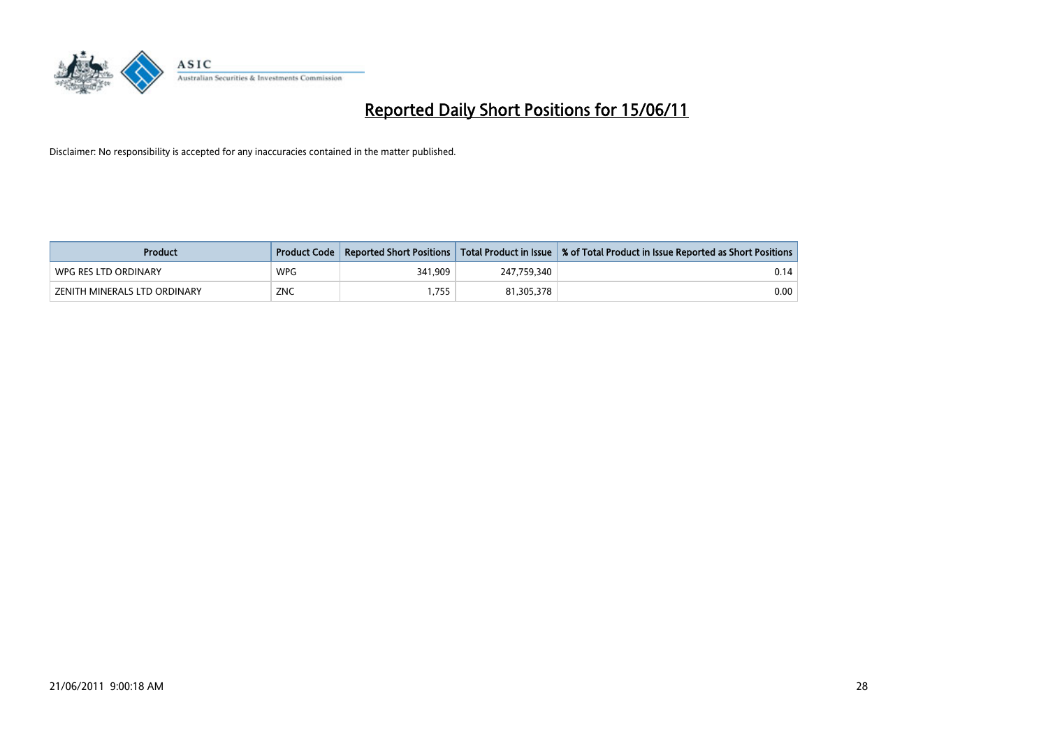# Reported Daily Short Positions for 15/06/11

Disclaimer: No responsibility is accepted for any inaccuracies contained in the matter published.

| Product | Product Code | Reported Short Positions | Total Product in Issue | % of Total Product in Issue Reported as Short Positions |
|---|---|---|---|---|
| WPG RES LTD ORDINARY | WPG | 341,909 | 247,759,340 | 0.14 |
| ZENITH MINERALS LTD ORDINARY | ZNC | 1,755 | 81,305,378 | 0.00 |

21/06/2011 9:00:18 AM